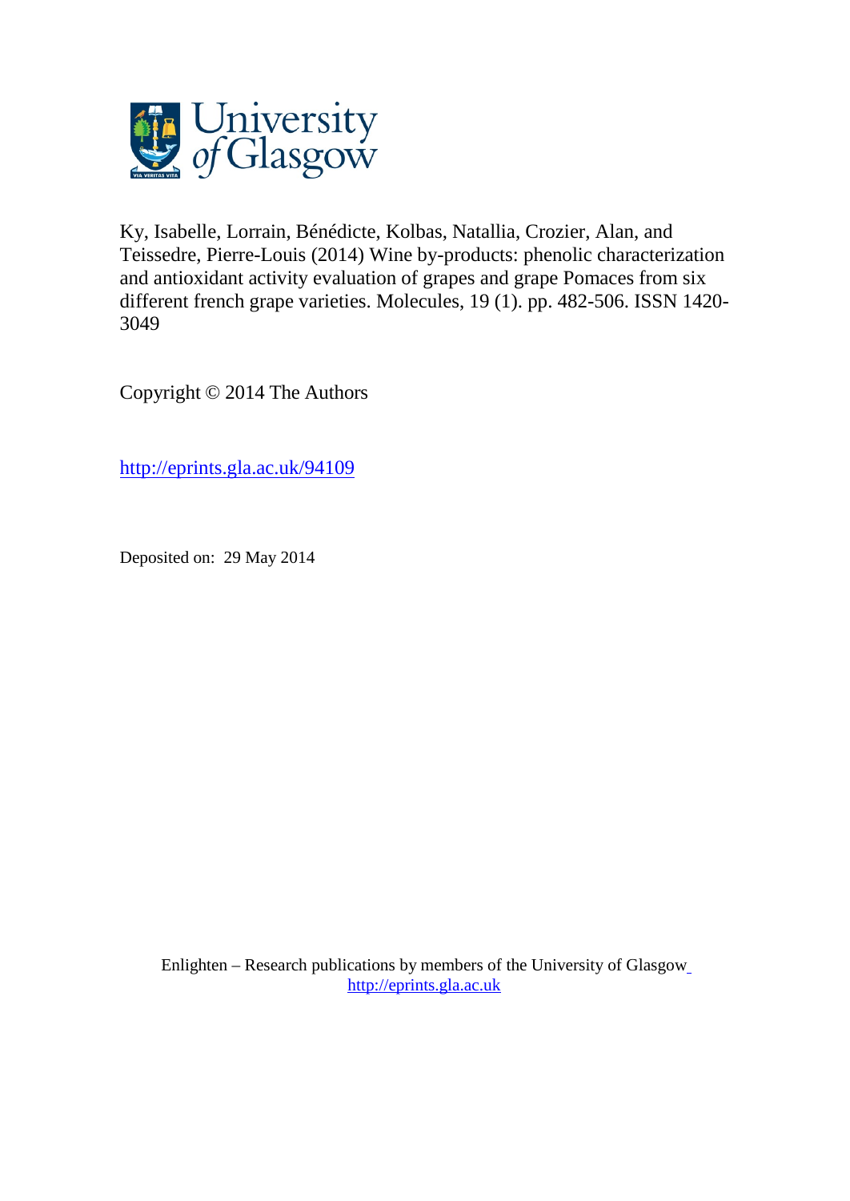University of Glasgow

Ky, Isabelle, Lorrain, Bénédicte, Kolbas, Natallia, Crozier, Alan, and Teissedre, Pierre-Louis (2014) Wine by-products: phenolic characterization and antioxidant activity evaluation of grapes and grape Pomaces from six different french grape varieties. Molecules, 19 (1). pp. 482-506. ISSN 1420-3049

Copyright © 2014 The Authors

http://eprints.gla.ac.uk/94109

Deposited on: 29 May 2014

Enlighten – Research publications by members of the University of Glasgow
http://eprints.gla.ac.uk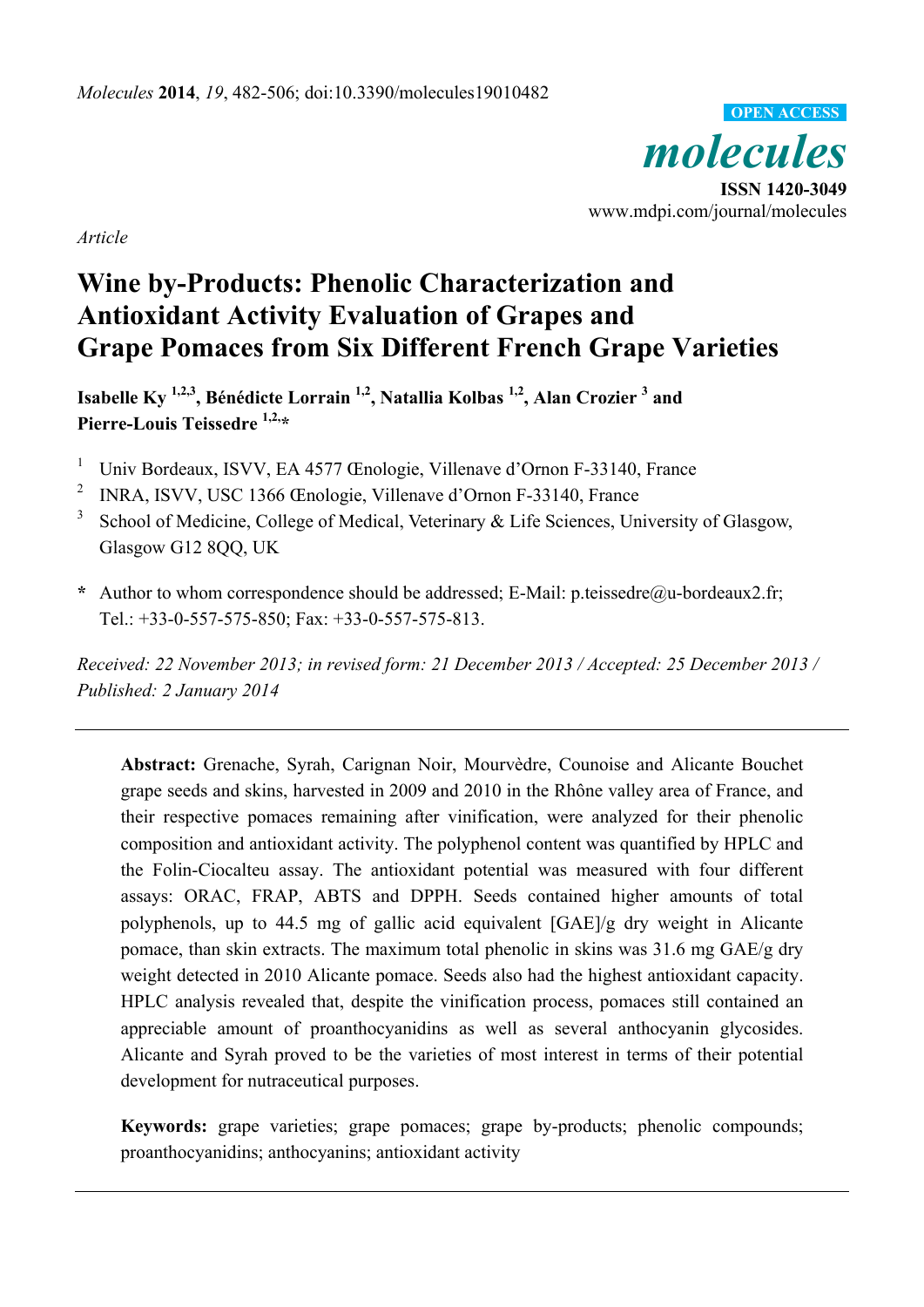Molecules 2014, 19, 482-506; doi:10.3390/molecules19010482

OPEN ACCESS

*molecules*

ISSN 1420-3049

www.mdpi.com/journal/molecules

*Article*

# Wine by-Products: Phenolic Characterization and Antioxidant Activity Evaluation of Grapes and Grape Pomaces from Six Different French Grape Varieties

**Isabelle Ky [1,2,3], Bénédicte Lorrain [1,2], Natallia Kolbas [1,2], Alan Crozier [3] and Pierre-Louis Teissedre [1,2,*]**

[1] Univ Bordeaux, ISVV, EA 4577 Œnologie, Villenave d'Ornon F-33140, France

[2] INRA, ISVV, USC 1366 Œnologie, Villenave d'Ornon F-33140, France

[3] School of Medicine, College of Medical, Veterinary & Life Sciences, University of Glasgow, Glasgow G12 8QQ, UK

[*] Author to whom correspondence should be addressed; E-Mail: p.teissedre@u-bordeaux2.fr; Tel.: +33-0-557-575-850; Fax: +33-0-557-575-813.

*Received: 22 November 2013; in revised form: 21 December 2013 / Accepted: 25 December 2013 / Published: 2 January 2014*

---

**Abstract:** Grenache, Syrah, Carignan Noir, Mourvèdre, Counoise and Alicante Bouchet grape seeds and skins, harvested in 2009 and 2010 in the Rhône valley area of France, and their respective pomaces remaining after vinification, were analyzed for their phenolic composition and antioxidant activity. The polyphenol content was quantified by HPLC and the Folin-Ciocalteu assay. The antioxidant potential was measured with four different assays: ORAC, FRAP, ABTS and DPPH. Seeds contained higher amounts of total polyphenols, up to 44.5 mg of gallic acid equivalent [GAE]/g dry weight in Alicante pomace, than skin extracts. The maximum total phenolic in skins was 31.6 mg GAE/g dry weight detected in 2010 Alicante pomace. Seeds also had the highest antioxidant capacity. HPLC analysis revealed that, despite the vinification process, pomaces still contained an appreciable amount of proanthocyanidins as well as several anthocyanin glycosides. Alicante and Syrah proved to be the varieties of most interest in terms of their potential development for nutraceutical purposes.

**Keywords:** grape varieties; grape pomaces; grape by-products; phenolic compounds; proanthocyanidins; anthocyanins; antioxidant activity

---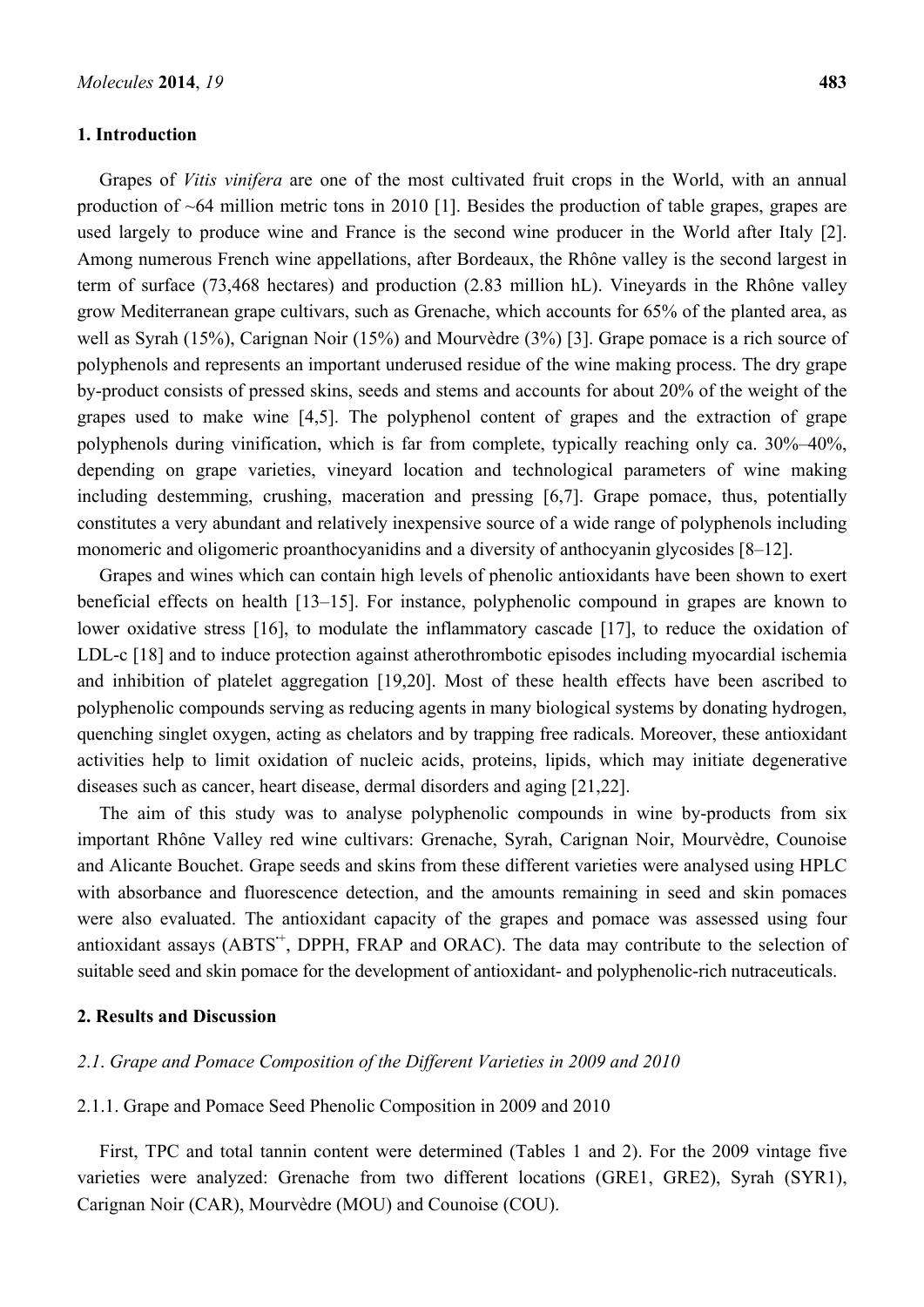## 1. Introduction

Grapes of *Vitis vinifera* are one of the most cultivated fruit crops in the World, with an annual production of ~64 million metric tons in 2010 [1]. Besides the production of table grapes, grapes are used largely to produce wine and France is the second wine producer in the World after Italy [2]. Among numerous French wine appellations, after Bordeaux, the Rhône valley is the second largest in term of surface (73,468 hectares) and production (2.83 million hL). Vineyards in the Rhône valley grow Mediterranean grape cultivars, such as Grenache, which accounts for 65% of the planted area, as well as Syrah (15%), Carignan Noir (15%) and Mourvèdre (3%) [3]. Grape pomace is a rich source of polyphenols and represents an important underused residue of the wine making process. The dry grape by-product consists of pressed skins, seeds and stems and accounts for about 20% of the weight of the grapes used to make wine [4,5]. The polyphenol content of grapes and the extraction of grape polyphenols during vinification, which is far from complete, typically reaching only ca. 30%–40%, depending on grape varieties, vineyard location and technological parameters of wine making including destemming, crushing, maceration and pressing [6,7]. Grape pomace, thus, potentially constitutes a very abundant and relatively inexpensive source of a wide range of polyphenols including monomeric and oligomeric proanthocyanidins and a diversity of anthocyanin glycosides [8–12].

Grapes and wines which can contain high levels of phenolic antioxidants have been shown to exert beneficial effects on health [13–15]. For instance, polyphenolic compound in grapes are known to lower oxidative stress [16], to modulate the inflammatory cascade [17], to reduce the oxidation of LDL-c [18] and to induce protection against atherothrombotic episodes including myocardial ischemia and inhibition of platelet aggregation [19,20]. Most of these health effects have been ascribed to polyphenolic compounds serving as reducing agents in many biological systems by donating hydrogen, quenching singlet oxygen, acting as chelators and by trapping free radicals. Moreover, these antioxidant activities help to limit oxidation of nucleic acids, proteins, lipids, which may initiate degenerative diseases such as cancer, heart disease, dermal disorders and aging [21,22].

The aim of this study was to analyse polyphenolic compounds in wine by-products from six important Rhône Valley red wine cultivars: Grenache, Syrah, Carignan Noir, Mourvèdre, Counoise and Alicante Bouchet. Grape seeds and skins from these different varieties were analysed using HPLC with absorbance and fluorescence detection, and the amounts remaining in seed and skin pomaces were also evaluated. The antioxidant capacity of the grapes and pomace was assessed using four antioxidant assays ($ABTS^{\cdot+}$, DPPH, FRAP and ORAC). The data may contribute to the selection of suitable seed and skin pomace for the development of antioxidant- and polyphenolic-rich nutraceuticals.

## 2. Results and Discussion

### *2.1. Grape and Pomace Composition of the Different Varieties in 2009 and 2010*

#### 2.1.1. Grape and Pomace Seed Phenolic Composition in 2009 and 2010

First, TPC and total tannin content were determined (Tables 1 and 2). For the 2009 vintage five varieties were analyzed: Grenache from two different locations (GRE1, GRE2), Syrah (SYR1), Carignan Noir (CAR), Mourvèdre (MOU) and Counoise (COU).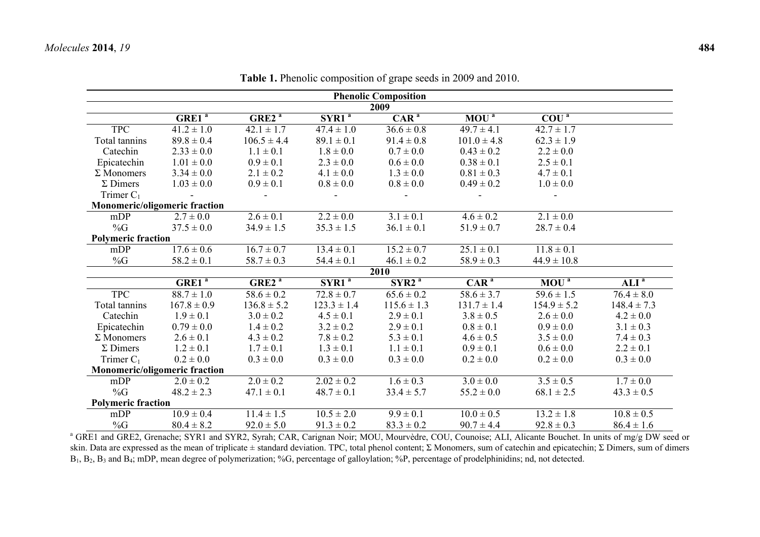**Table 1.** Phenolic composition of grape seeds in 2009 and 2010.

| Phenolic Composition | | | | | | | |
|---|---|---|---|---|---|---|---|
| **2009** | | | | | | | |
| | **GRE1** [a] | **GRE2** [a] | **SYR1** [a] | **CAR** [a] | **MOU** [a] | **COU** [a] | |
| TPC | 41.2 ± 1.0 | 42.1 ± 1.7 | 47.4 ± 1.0 | 36.6 ± 0.8 | 49.7 ± 4.1 | 42.7 ± 1.7 | |
| Total tannins | 89.8 ± 0.4 | 106.5 ± 4.4 | 89.1 ± 0.1 | 91.4 ± 0.8 | 101.0 ± 4.8 | 62.3 ± 1.9 | |
| Catechin | 2.33 ± 0.0 | 1.1 ± 0.1 | 1.8 ± 0.0 | 0.7 ± 0.0 | 0.43 ± 0.2 | 2.2 ± 0.0 | |
| Epicatechin | 1.01 ± 0.0 | 0.9 ± 0.1 | 2.3 ± 0.0 | 0.6 ± 0.0 | 0.38 ± 0.1 | 2.5 ± 0.1 | |
| Σ Monomers | 3.34 ± 0.0 | 2.1 ± 0.2 | 4.1 ± 0.0 | 1.3 ± 0.0 | 0.81 ± 0.3 | 4.7 ± 0.1 | |
| Σ Dimers | 1.03 ± 0.0 | 0.9 ± 0.1 | 0.8 ± 0.0 | 0.8 ± 0.0 | 0.49 ± 0.2 | 1.0 ± 0.0 | |
| Trimer $C_1$ | - | - | - | - | - | - | |
| **Monomeric/oligomeric fraction** | | | | | | | |
| mDP | 2.7 ± 0.0 | 2.6 ± 0.1 | 2.2 ± 0.0 | 3.1 ± 0.1 | 4.6 ± 0.2 | 2.1 ± 0.0 | |
| %G | 37.5 ± 0.0 | 34.9 ± 1.5 | 35.3 ± 1.5 | 36.1 ± 0.1 | 51.9 ± 0.7 | 28.7 ± 0.4 | |
| **Polymeric fraction** | | | | | | | |
| mDP | 17.6 ± 0.6 | 16.7 ± 0.7 | 13.4 ± 0.1 | 15.2 ± 0.7 | 25.1 ± 0.1 | 11.8 ± 0.1 | |
| %G | 58.2 ± 0.1 | 58.7 ± 0.3 | 54.4 ± 0.1 | 46.1 ± 0.2 | 58.9 ± 0.3 | 44.9 ± 10.8 | |
| **2010** | | | | | | | |
| | **GRE1** [a] | **GRE2** [a] | **SYR1** [a] | **SYR2** [a] | **CAR** [a] | **MOU** [a] | **ALI** [a] |
| TPC | 88.7 ± 1.0 | 58.6 ± 0.2 | 72.8 ± 0.7 | 65.6 ± 0.2 | 58.6 ± 3.7 | 59.6 ± 1.5 | 76.4 ± 8.0 |
| Total tannins | 167.8 ± 0.9 | 136.8 ± 5.2 | 123.3 ± 1.4 | 115.6 ± 1.3 | 131.7 ± 1.4 | 154.9 ± 5.2 | 148.4 ± 7.3 |
| Catechin | 1.9 ± 0.1 | 3.0 ± 0.2 | 4.5 ± 0.1 | 2.9 ± 0.1 | 3.8 ± 0.5 | 2.6 ± 0.0 | 4.2 ± 0.0 |
| Epicatechin | 0.79 ± 0.0 | 1.4 ± 0.2 | 3.2 ± 0.2 | 2.9 ± 0.1 | 0.8 ± 0.1 | 0.9 ± 0.0 | 3.1 ± 0.3 |
| Σ Monomers | 2.6 ± 0.1 | 4.3 ± 0.2 | 7.8 ± 0.2 | 5.3 ± 0.1 | 4.6 ± 0.5 | 3.5 ± 0.0 | 7.4 ± 0.3 |
| Σ Dimers | 1.2 ± 0.1 | 1.7 ± 0.1 | 1.3 ± 0.1 | 1.1 ± 0.1 | 0.9 ± 0.1 | 0.6 ± 0.0 | 2.2 ± 0.1 |
| Trimer $C_1$ | 0.2 ± 0.0 | 0.3 ± 0.0 | 0.3 ± 0.0 | 0.3 ± 0.0 | 0.2 ± 0.0 | 0.2 ± 0.0 | 0.3 ± 0.0 |
| **Monomeric/oligomeric fraction** | | | | | | | |
| mDP | 2.0 ± 0.2 | 2.0 ± 0.2 | 2.02 ± 0.2 | 1.6 ± 0.3 | 3.0 ± 0.0 | 3.5 ± 0.5 | 1.7 ± 0.0 |
| %G | 48.2 ± 2.3 | 47.1 ± 0.1 | 48.7 ± 0.1 | 33.4 ± 5.7 | 55.2 ± 0.0 | 68.1 ± 2.5 | 43.3 ± 0.5 |
| **Polymeric fraction** | | | | | | | |
| mDP | 10.9 ± 0.4 | 11.4 ± 1.5 | 10.5 ± 2.0 | 9.9 ± 0.1 | 10.0 ± 0.5 | 13.2 ± 1.8 | 10.8 ± 0.5 |
| %G | 80.4 ± 8.2 | 92.0 ± 5.0 | 91.3 ± 0.2 | 83.3 ± 0.2 | 90.7 ± 4.4 | 92.8 ± 0.3 | 86.4 ± 1.6 |

[a] GRE1 and GRE2, Grenache; SYR1 and SYR2, Syrah; CAR, Carignan Noir; MOU, Mourvèdre, COU, Counoise; ALI, Alicante Bouchet. In units of mg/g DW seed or skin. Data are expressed as the mean of triplicate ± standard deviation. TPC, total phenol content; Σ Monomers, sum of catechin and epicatechin; Σ Dimers, sum of dimers $B_1$, $B_2$, $B_3$ and $B_4$; mDP, mean degree of polymerization; %G, percentage of galloylation; %P, percentage of prodelphinidins; nd, not detected.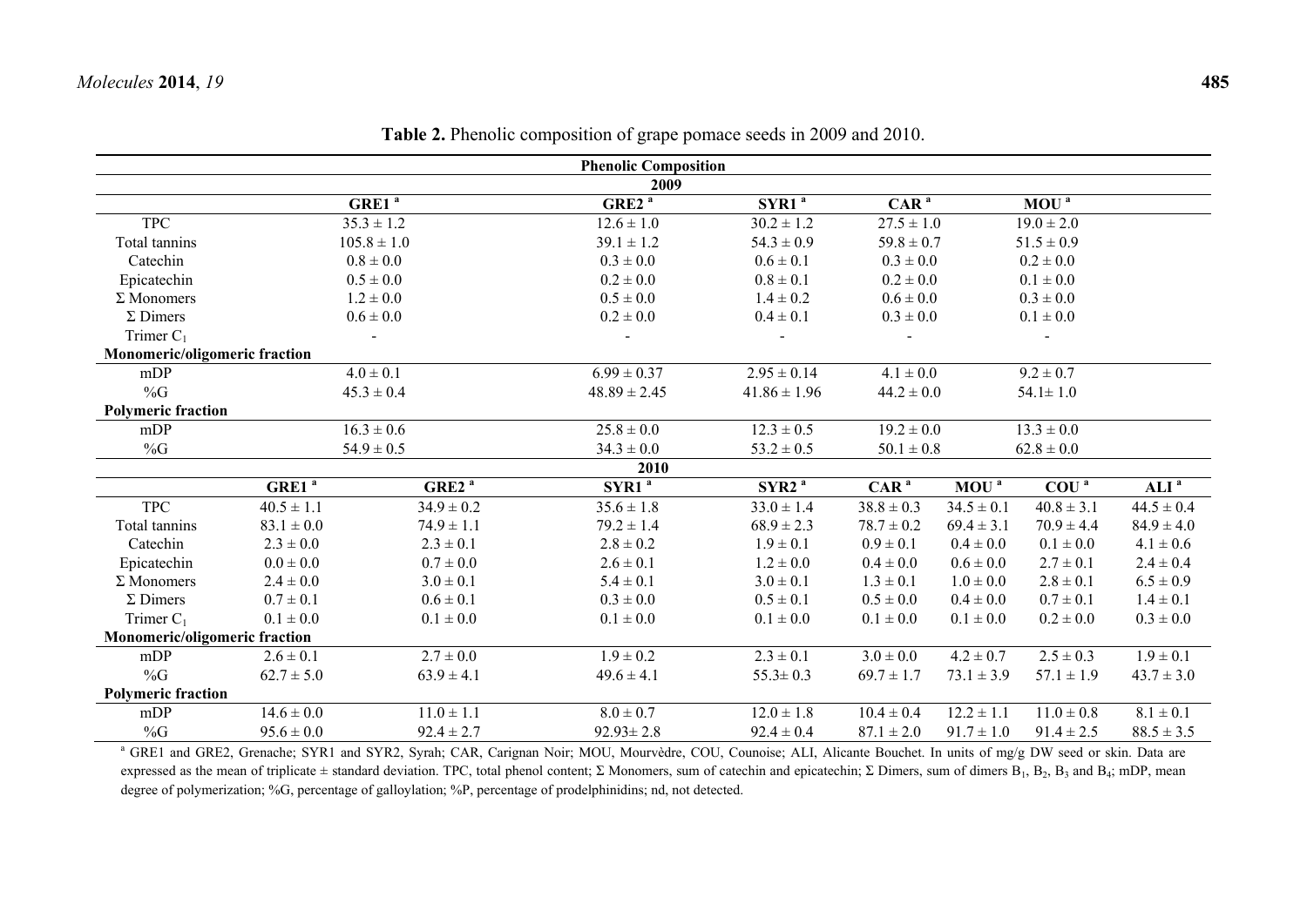**Table 2.** Phenolic composition of grape pomace seeds in 2009 and 2010.

| Phenolic Composition | | | | | | | | |
|---|---|---|---|---|---|---|---|---|
| **2009** | | | | | | | | |
| | GRE1 [a] | | GRE2 [a] | SYR1 [a] | CAR [a] | | MOU [a] | |
| TPC | 35.3 ± 1.2 | | 12.6 ± 1.0 | 30.2 ± 1.2 | 27.5 ± 1.0 | | 19.0 ± 2.0 | |
| Total tannins | 105.8 ± 1.0 | | 39.1 ± 1.2 | 54.3 ± 0.9 | 59.8 ± 0.7 | | 51.5 ± 0.9 | |
| Catechin | 0.8 ± 0.0 | | 0.3 ± 0.0 | 0.6 ± 0.1 | 0.3 ± 0.0 | | 0.2 ± 0.0 | |
| Epicatechin | 0.5 ± 0.0 | | 0.2 ± 0.0 | 0.8 ± 0.1 | 0.2 ± 0.0 | | 0.1 ± 0.0 | |
| Σ Monomers | 1.2 ± 0.0 | | 0.5 ± 0.0 | 1.4 ± 0.2 | 0.6 ± 0.0 | | 0.3 ± 0.0 | |
| Σ Dimers | 0.6 ± 0.0 | | 0.2 ± 0.0 | 0.4 ± 0.1 | 0.3 ± 0.0 | | 0.1 ± 0.0 | |
| Trimer $C_1$ | - | | - | - | - | | - | |
| **Monomeric/oligomeric fraction** | | | | | | | | |
| mDP | 4.0 ± 0.1 | | 6.99 ± 0.37 | 2.95 ± 0.14 | 4.1 ± 0.0 | | 9.2 ± 0.7 | |
| %G | 45.3 ± 0.4 | | 48.89 ± 2.45 | 41.86 ± 1.96 | 44.2 ± 0.0 | | 54.1± 1.0 | |
| **Polymeric fraction** | | | | | | | | |
| mDP | 16.3 ± 0.6 | | 25.8 ± 0.0 | 12.3 ± 0.5 | 19.2 ± 0.0 | | 13.3 ± 0.0 | |
| %G | 54.9 ± 0.5 | | 34.3 ± 0.0 | 53.2 ± 0.5 | 50.1 ± 0.8 | | 62.8 ± 0.0 | |
| **2010** | | | | | | | | |
| | GRE1 [a] | GRE2 [a] | SYR1 [a] | SYR2 [a] | CAR [a] | MOU [a] | COU [a] | ALI [a] |
| TPC | 40.5 ± 1.1 | 34.9 ± 0.2 | 35.6 ± 1.8 | 33.0 ± 1.4 | 38.8 ± 0.3 | 34.5 ± 0.1 | 40.8 ± 3.1 | 44.5 ± 0.4 |
| Total tannins | 83.1 ± 0.0 | 74.9 ± 1.1 | 79.2 ± 1.4 | 68.9 ± 2.3 | 78.7 ± 0.2 | 69.4 ± 3.1 | 70.9 ± 4.4 | 84.9 ± 4.0 |
| Catechin | 2.3 ± 0.0 | 2.3 ± 0.1 | 2.8 ± 0.2 | 1.9 ± 0.1 | 0.9 ± 0.1 | 0.4 ± 0.0 | 0.1 ± 0.0 | 4.1 ± 0.6 |
| Epicatechin | 0.0 ± 0.0 | 0.7 ± 0.0 | 2.6 ± 0.1 | 1.2 ± 0.0 | 0.4 ± 0.0 | 0.6 ± 0.0 | 2.7 ± 0.1 | 2.4 ± 0.4 |
| Σ Monomers | 2.4 ± 0.0 | 3.0 ± 0.1 | 5.4 ± 0.1 | 3.0 ± 0.1 | 1.3 ± 0.1 | 1.0 ± 0.0 | 2.8 ± 0.1 | 6.5 ± 0.9 |
| Σ Dimers | 0.7 ± 0.1 | 0.6 ± 0.1 | 0.3 ± 0.0 | 0.5 ± 0.1 | 0.5 ± 0.0 | 0.4 ± 0.0 | 0.7 ± 0.1 | 1.4 ± 0.1 |
| Trimer $C_1$ | 0.1 ± 0.0 | 0.1 ± 0.0 | 0.1 ± 0.0 | 0.1 ± 0.0 | 0.1 ± 0.0 | 0.1 ± 0.0 | 0.2 ± 0.0 | 0.3 ± 0.0 |
| **Monomeric/oligomeric fraction** | | | | | | | | |
| mDP | 2.6 ± 0.1 | 2.7 ± 0.0 | 1.9 ± 0.2 | 2.3 ± 0.1 | 3.0 ± 0.0 | 4.2 ± 0.7 | 2.5 ± 0.3 | 1.9 ± 0.1 |
| %G | 62.7 ± 5.0 | 63.9 ± 4.1 | 49.6 ± 4.1 | 55.3± 0.3 | 69.7 ± 1.7 | 73.1 ± 3.9 | 57.1 ± 1.9 | 43.7 ± 3.0 |
| **Polymeric fraction** | | | | | | | | |
| mDP | 14.6 ± 0.0 | 11.0 ± 1.1 | 8.0 ± 0.7 | 12.0 ± 1.8 | 10.4 ± 0.4 | 12.2 ± 1.1 | 11.0 ± 0.8 | 8.1 ± 0.1 |
| %G | 95.6 ± 0.0 | 92.4 ± 2.7 | 92.93± 2.8 | 92.4 ± 0.4 | 87.1 ± 2.0 | 91.7 ± 1.0 | 91.4 ± 2.5 | 88.5 ± 3.5 |

[a] GRE1 and GRE2, Grenache; SYR1 and SYR2, Syrah; CAR, Carignan Noir; MOU, Mourvèdre, COU, Counoise; ALI, Alicante Bouchet. In units of mg/g DW seed or skin. Data are expressed as the mean of triplicate ± standard deviation. TPC, total phenol content; Σ Monomers, sum of catechin and epicatechin; Σ Dimers, sum of dimers $B_1$, $B_2$, $B_3$ and $B_4$; mDP, mean degree of polymerization; %G, percentage of galloylation; %P, percentage of prodelphinidins; nd, not detected.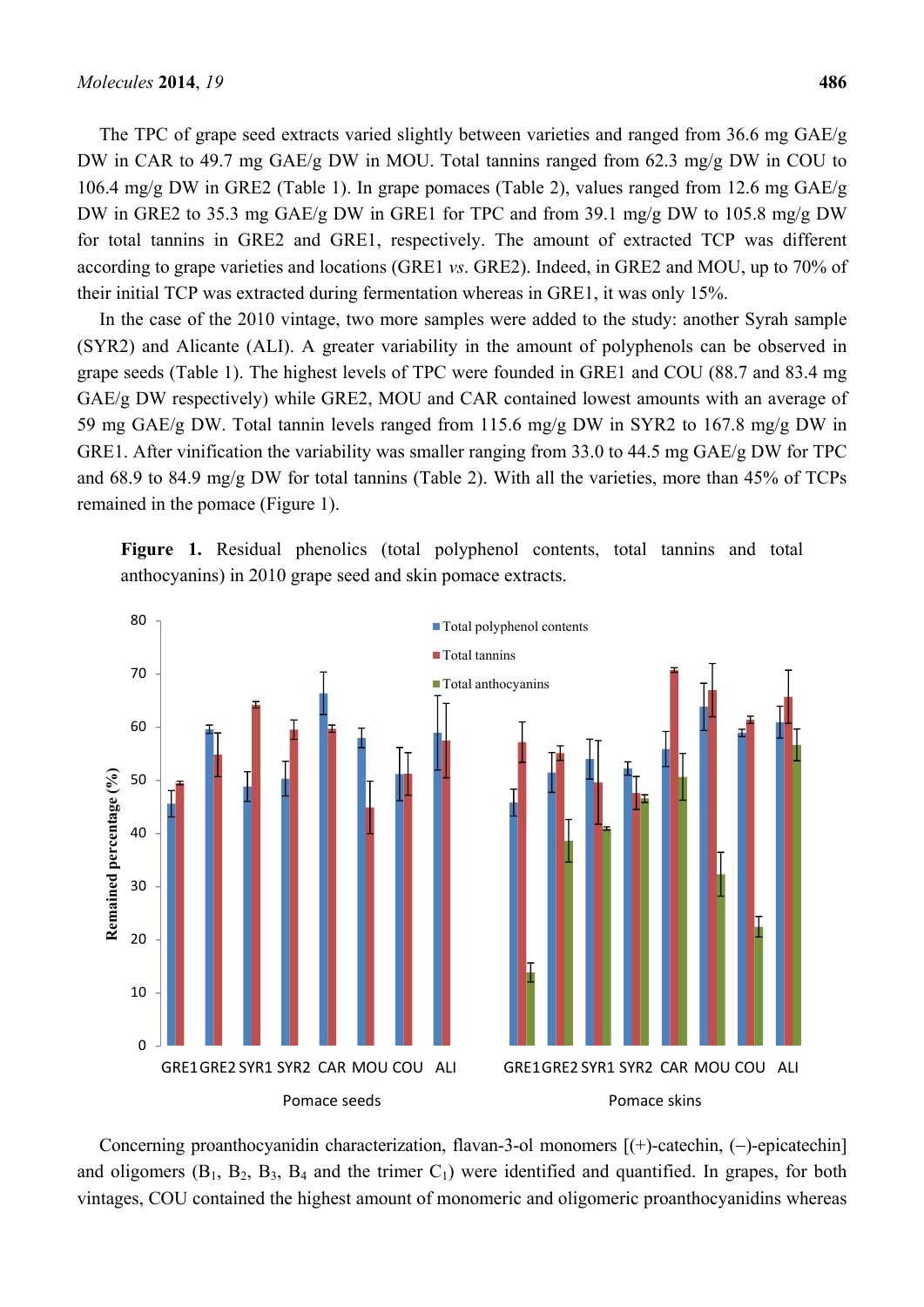The TPC of grape seed extracts varied slightly between varieties and ranged from 36.6 mg GAE/g DW in CAR to 49.7 mg GAE/g DW in MOU. Total tannins ranged from 62.3 mg/g DW in COU to 106.4 mg/g DW in GRE2 (Table 1). In grape pomaces (Table 2), values ranged from 12.6 mg GAE/g DW in GRE2 to 35.3 mg GAE/g DW in GRE1 for TPC and from 39.1 mg/g DW to 105.8 mg/g DW for total tannins in GRE2 and GRE1, respectively. The amount of extracted TCP was different according to grape varieties and locations (GRE1 *vs*. GRE2). Indeed, in GRE2 and MOU, up to 70% of their initial TCP was extracted during fermentation whereas in GRE1, it was only 15%.

In the case of the 2010 vintage, two more samples were added to the study: another Syrah sample (SYR2) and Alicante (ALI). A greater variability in the amount of polyphenols can be observed in grape seeds (Table 1). The highest levels of TPC were founded in GRE1 and COU (88.7 and 83.4 mg GAE/g DW respectively) while GRE2, MOU and CAR contained lowest amounts with an average of 59 mg GAE/g DW. Total tannin levels ranged from 115.6 mg/g DW in SYR2 to 167.8 mg/g DW in GRE1. After vinification the variability was smaller ranging from 33.0 to 44.5 mg GAE/g DW for TPC and 68.9 to 84.9 mg/g DW for total tannins (Table 2). With all the varieties, more than 45% of TCPs remained in the pomace (Figure 1).

**Figure 1.** Residual phenolics (total polyphenol contents, total tannins and total anthocyanins) in 2010 grape seed and skin pomace extracts.

Concerning proanthocyanidin characterization, flavan-3-ol monomers [(+)-catechin, (−)-epicatechin] and oligomers ($B_1$, $B_2$, $B_3$, $B_4$ and the trimer $C_1$) were identified and quantified. In grapes, for both vintages, COU contained the highest amount of monomeric and oligomeric proanthocyanidins whereas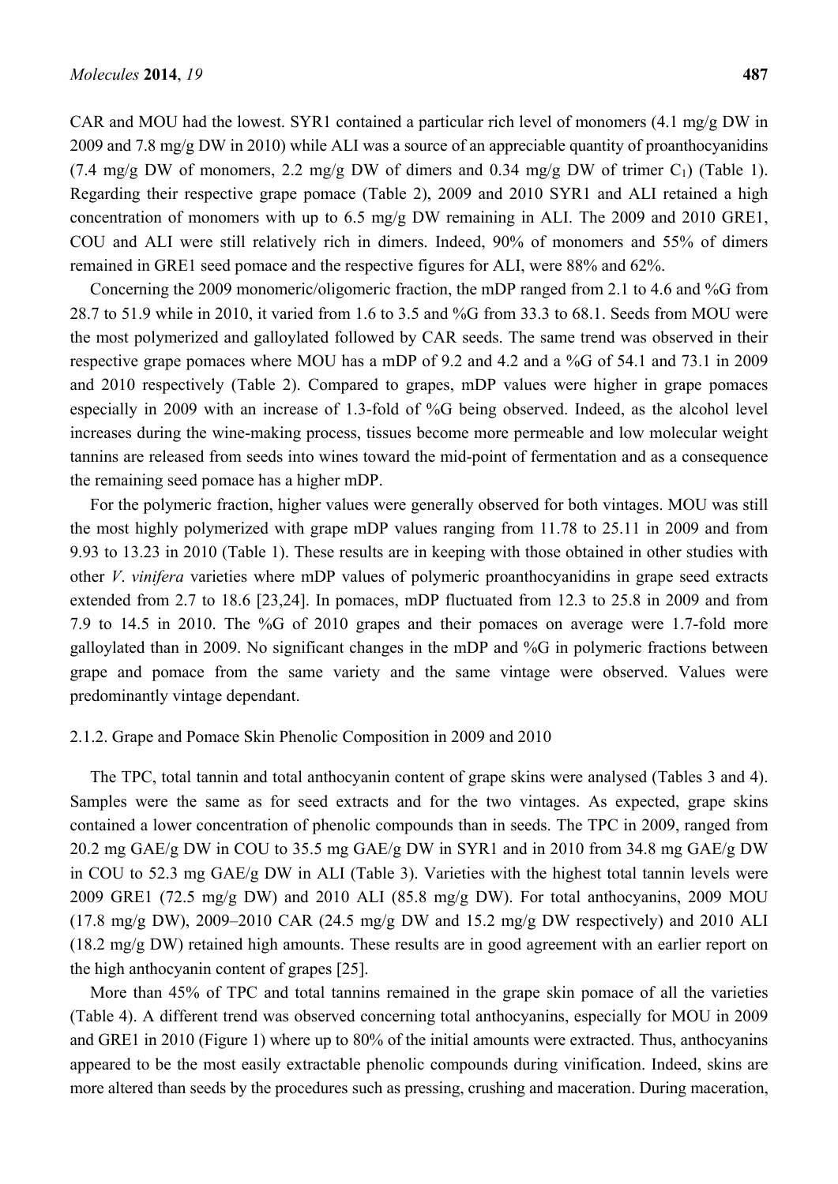CAR and MOU had the lowest. SYR1 contained a particular rich level of monomers (4.1 mg/g DW in 2009 and 7.8 mg/g DW in 2010) while ALI was a source of an appreciable quantity of proanthocyanidins (7.4 mg/g DW of monomers, 2.2 mg/g DW of dimers and 0.34 mg/g DW of trimer $C_1$) (Table 1). Regarding their respective grape pomace (Table 2), 2009 and 2010 SYR1 and ALI retained a high concentration of monomers with up to 6.5 mg/g DW remaining in ALI. The 2009 and 2010 GRE1, COU and ALI were still relatively rich in dimers. Indeed, 90% of monomers and 55% of dimers remained in GRE1 seed pomace and the respective figures for ALI, were 88% and 62%.

Concerning the 2009 monomeric/oligomeric fraction, the mDP ranged from 2.1 to 4.6 and %G from 28.7 to 51.9 while in 2010, it varied from 1.6 to 3.5 and %G from 33.3 to 68.1. Seeds from MOU were the most polymerized and galloylated followed by CAR seeds. The same trend was observed in their respective grape pomaces where MOU has a mDP of 9.2 and 4.2 and a %G of 54.1 and 73.1 in 2009 and 2010 respectively (Table 2). Compared to grapes, mDP values were higher in grape pomaces especially in 2009 with an increase of 1.3-fold of %G being observed. Indeed, as the alcohol level increases during the wine-making process, tissues become more permeable and low molecular weight tannins are released from seeds into wines toward the mid-point of fermentation and as a consequence the remaining seed pomace has a higher mDP.

For the polymeric fraction, higher values were generally observed for both vintages. MOU was still the most highly polymerized with grape mDP values ranging from 11.78 to 25.11 in 2009 and from 9.93 to 13.23 in 2010 (Table 1). These results are in keeping with those obtained in other studies with other *V. vinifera* varieties where mDP values of polymeric proanthocyanidins in grape seed extracts extended from 2.7 to 18.6 [23,24]. In pomaces, mDP fluctuated from 12.3 to 25.8 in 2009 and from 7.9 to 14.5 in 2010. The %G of 2010 grapes and their pomaces on average were 1.7-fold more galloylated than in 2009. No significant changes in the mDP and %G in polymeric fractions between grape and pomace from the same variety and the same vintage were observed. Values were predominantly vintage dependant.

### 2.1.2. Grape and Pomace Skin Phenolic Composition in 2009 and 2010

The TPC, total tannin and total anthocyanin content of grape skins were analysed (Tables 3 and 4). Samples were the same as for seed extracts and for the two vintages. As expected, grape skins contained a lower concentration of phenolic compounds than in seeds. The TPC in 2009, ranged from 20.2 mg GAE/g DW in COU to 35.5 mg GAE/g DW in SYR1 and in 2010 from 34.8 mg GAE/g DW in COU to 52.3 mg GAE/g DW in ALI (Table 3). Varieties with the highest total tannin levels were 2009 GRE1 (72.5 mg/g DW) and 2010 ALI (85.8 mg/g DW). For total anthocyanins, 2009 MOU (17.8 mg/g DW), 2009–2010 CAR (24.5 mg/g DW and 15.2 mg/g DW respectively) and 2010 ALI (18.2 mg/g DW) retained high amounts. These results are in good agreement with an earlier report on the high anthocyanin content of grapes [25].

More than 45% of TPC and total tannins remained in the grape skin pomace of all the varieties (Table 4). A different trend was observed concerning total anthocyanins, especially for MOU in 2009 and GRE1 in 2010 (Figure 1) where up to 80% of the initial amounts were extracted. Thus, anthocyanins appeared to be the most easily extractable phenolic compounds during vinification. Indeed, skins are more altered than seeds by the procedures such as pressing, crushing and maceration. During maceration,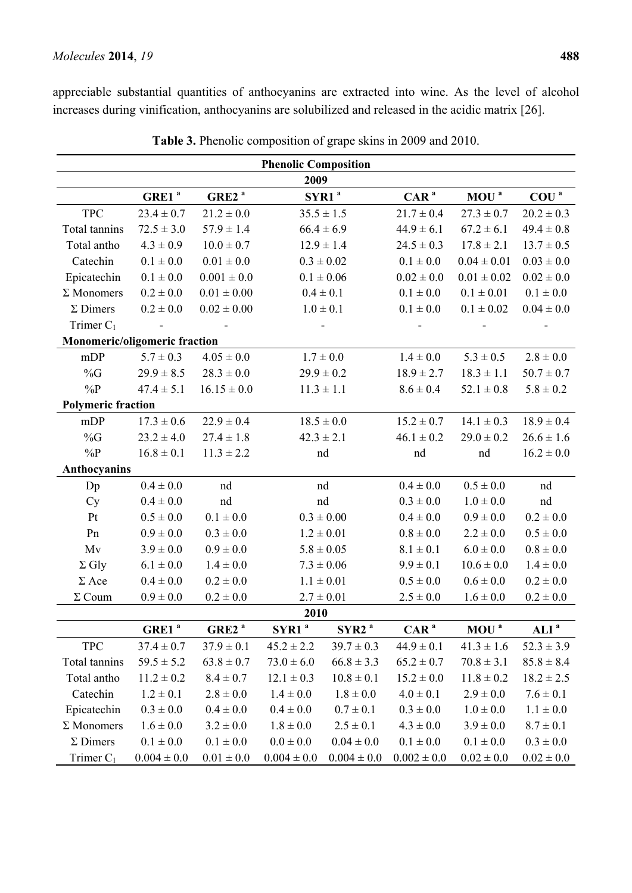appreciable substantial quantities of anthocyanins are extracted into wine. As the level of alcohol increases during vinification, anthocyanins are solubilized and released in the acidic matrix [26].

**Table 3.** Phenolic composition of grape skins in 2009 and 2010.

| Phenolic Composition | | | | | | | |
|---|---|---|---|---|---|---|---|
| **2009** | | | | | | | |
| | **GRE1** [a] | **GRE2** [a] | **SYR1** [a] | | **CAR** [a] | **MOU** [a] | **COU** [a] |
| TPC | 23.4 ± 0.7 | 21.2 ± 0.0 | 35.5 ± 1.5 | | 21.7 ± 0.4 | 27.3 ± 0.7 | 20.2 ± 0.3 |
| Total tannins | 72.5 ± 3.0 | 57.9 ± 1.4 | 66.4 ± 6.9 | | 44.9 ± 6.1 | 67.2 ± 6.1 | 49.4 ± 0.8 |
| Total antho | 4.3 ± 0.9 | 10.0 ± 0.7 | 12.9 ± 1.4 | | 24.5 ± 0.3 | 17.8 ± 2.1 | 13.7 ± 0.5 |
| Catechin | 0.1 ± 0.0 | 0.01 ± 0.0 | 0.3 ± 0.02 | | 0.1 ± 0.0 | 0.04 ± 0.01 | 0.03 ± 0.0 |
| Epicatechin | 0.1 ± 0.0 | 0.001 ± 0.0 | 0.1 ± 0.06 | | 0.02 ± 0.0 | 0.01 ± 0.02 | 0.02 ± 0.0 |
| Σ Monomers | 0.2 ± 0.0 | 0.01 ± 0.00 | 0.4 ± 0.1 | | 0.1 ± 0.0 | 0.1 ± 0.01 | 0.1 ± 0.0 |
| Σ Dimers | 0.2 ± 0.0 | 0.02 ± 0.00 | 1.0 ± 0.1 | | 0.1 ± 0.0 | 0.1 ± 0.02 | 0.04 ± 0.0 |
| Trimer $C_1$ | - | - | - | | - | - | - |
| **Monomeric/oligomeric fraction** | | | | | | | |
| mDP | 5.7 ± 0.3 | 4.05 ± 0.0 | 1.7 ± 0.0 | | 1.4 ± 0.0 | 5.3 ± 0.5 | 2.8 ± 0.0 |
| %G | 29.9 ± 8.5 | 28.3 ± 0.0 | 29.9 ± 0.2 | | 18.9 ± 2.7 | 18.3 ± 1.1 | 50.7 ± 0.7 |
| %P | 47.4 ± 5.1 | 16.15 ± 0.0 | 11.3 ± 1.1 | | 8.6 ± 0.4 | 52.1 ± 0.8 | 5.8 ± 0.2 |
| **Polymeric fraction** | | | | | | | |
| mDP | 17.3 ± 0.6 | 22.9 ± 0.4 | 18.5 ± 0.0 | | 15.2 ± 0.7 | 14.1 ± 0.3 | 18.9 ± 0.4 |
| %G | 23.2 ± 4.0 | 27.4 ± 1.8 | 42.3 ± 2.1 | | 46.1 ± 0.2 | 29.0 ± 0.2 | 26.6 ± 1.6 |
| %P | 16.8 ± 0.1 | 11.3 ± 2.2 | nd | | nd | nd | 16.2 ± 0.0 |
| **Anthocyanins** | | | | | | | |
| Dp | 0.4 ± 0.0 | nd | nd | | 0.4 ± 0.0 | 0.5 ± 0.0 | nd |
| Cy | 0.4 ± 0.0 | nd | nd | | 0.3 ± 0.0 | 1.0 ± 0.0 | nd |
| Pt | 0.5 ± 0.0 | 0.1 ± 0.0 | 0.3 ± 0.00 | | 0.4 ± 0.0 | 0.9 ± 0.0 | 0.2 ± 0.0 |
| Pn | 0.9 ± 0.0 | 0.3 ± 0.0 | 1.2 ± 0.01 | | 0.8 ± 0.0 | 2.2 ± 0.0 | 0.5 ± 0.0 |
| Mv | 3.9 ± 0.0 | 0.9 ± 0.0 | 5.8 ± 0.05 | | 8.1 ± 0.1 | 6.0 ± 0.0 | 0.8 ± 0.0 |
| Σ Gly | 6.1 ± 0.0 | 1.4 ± 0.0 | 7.3 ± 0.06 | | 9.9 ± 0.1 | 10.6 ± 0.0 | 1.4 ± 0.0 |
| Σ Ace | 0.4 ± 0.0 | 0.2 ± 0.0 | 1.1 ± 0.01 | | 0.5 ± 0.0 | 0.6 ± 0.0 | 0.2 ± 0.0 |
| Σ Coum | 0.9 ± 0.0 | 0.2 ± 0.0 | 2.7 ± 0.01 | | 2.5 ± 0.0 | 1.6 ± 0.0 | 0.2 ± 0.0 |
| **2010** | | | | | | | |
| | **GRE1** [a] | **GRE2** [a] | **SYR1** [a] | **SYR2** [a] | **CAR** [a] | **MOU** [a] | **ALI** [a] |
| TPC | 37.4 ± 0.7 | 37.9 ± 0.1 | 45.2 ± 2.2 | 39.7 ± 0.3 | 44.9 ± 0.1 | 41.3 ± 1.6 | 52.3 ± 3.9 |
| Total tannins | 59.5 ± 5.2 | 63.8 ± 0.7 | 73.0 ± 6.0 | 66.8 ± 3.3 | 65.2 ± 0.7 | 70.8 ± 3.1 | 85.8 ± 8.4 |
| Total antho | 11.2 ± 0.2 | 8.4 ± 0.7 | 12.1 ± 0.3 | 10.8 ± 0.1 | 15.2 ± 0.0 | 11.8 ± 0.2 | 18.2 ± 2.5 |
| Catechin | 1.2 ± 0.1 | 2.8 ± 0.0 | 1.4 ± 0.0 | 1.8 ± 0.0 | 4.0 ± 0.1 | 2.9 ± 0.0 | 7.6 ± 0.1 |
| Epicatechin | 0.3 ± 0.0 | 0.4 ± 0.0 | 0.4 ± 0.0 | 0.7 ± 0.1 | 0.3 ± 0.0 | 1.0 ± 0.0 | 1.1 ± 0.0 |
| Σ Monomers | 1.6 ± 0.0 | 3.2 ± 0.0 | 1.8 ± 0.0 | 2.5 ± 0.1 | 4.3 ± 0.0 | 3.9 ± 0.0 | 8.7 ± 0.1 |
| Σ Dimers | 0.1 ± 0.0 | 0.1 ± 0.0 | 0.0 ± 0.0 | 0.04 ± 0.0 | 0.1 ± 0.0 | 0.1 ± 0.0 | 0.3 ± 0.0 |
| Trimer $C_1$ | 0.004 ± 0.0 | 0.01 ± 0.0 | 0.004 ± 0.0 | 0.004 ± 0.0 | 0.002 ± 0.0 | 0.02 ± 0.0 | 0.02 ± 0.0 |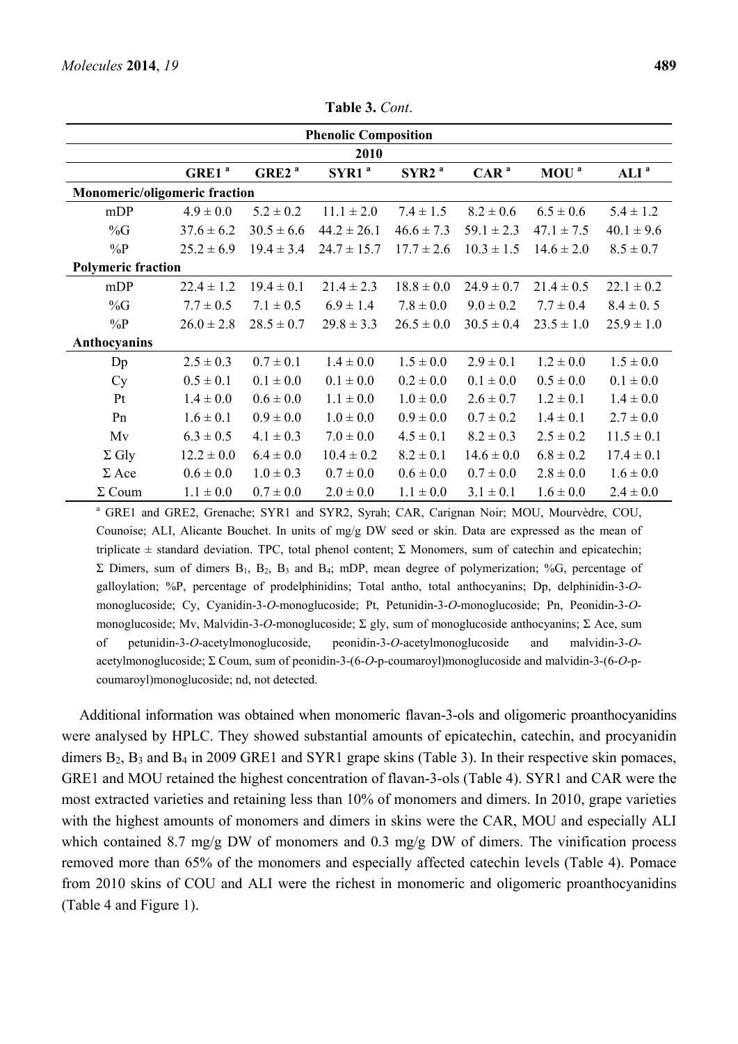**Table 3.** *Cont.*

| Phenolic Composition | | | | | | | |
|---|---|---|---|---|---|---|---|
| **2010** | | | | | | | |
| | **GRE1** [a] | **GRE2** [a] | **SYR1** [a] | **SYR2** [a] | **CAR** [a] | **MOU** [a] | **ALI** [a] |
| **Monomeric/oligomeric fraction** | | | | | | | |
| mDP | 4.9 ± 0.0 | 5.2 ± 0.2 | 11.1 ± 2.0 | 7.4 ± 1.5 | 8.2 ± 0.6 | 6.5 ± 0.6 | 5.4 ± 1.2 |
| %G | 37.6 ± 6.2 | 30.5 ± 6.6 | 44.2 ± 26.1 | 46.6 ± 7.3 | 59.1 ± 2.3 | 47.1 ± 7.5 | 40.1 ± 9.6 |
| %P | 25.2 ± 6.9 | 19.4 ± 3.4 | 24.7 ± 15.7 | 17.7 ± 2.6 | 10.3 ± 1.5 | 14.6 ± 2.0 | 8.5 ± 0.7 |
| **Polymeric fraction** | | | | | | | |
| mDP | 22.4 ± 1.2 | 19.4 ± 0.1 | 21.4 ± 2.3 | 18.8 ± 0.0 | 24.9 ± 0.7 | 21.4 ± 0.5 | 22.1 ± 0.2 |
| %G | 7.7 ± 0.5 | 7.1 ± 0.5 | 6.9 ± 1.4 | 7.8 ± 0.0 | 9.0 ± 0.2 | 7.7 ± 0.4 | 8.4 ± 0. 5 |
| %P | 26.0 ± 2.8 | 28.5 ± 0.7 | 29.8 ± 3.3 | 26.5 ± 0.0 | 30.5 ± 0.4 | 23.5 ± 1.0 | 25.9 ± 1.0 |
| **Anthocyanins** | | | | | | | |
| Dp | 2.5 ± 0.3 | 0.7 ± 0.1 | 1.4 ± 0.0 | 1.5 ± 0.0 | 2.9 ± 0.1 | 1.2 ± 0.0 | 1.5 ± 0.0 |
| Cy | 0.5 ± 0.1 | 0.1 ± 0.0 | 0.1 ± 0.0 | 0.2 ± 0.0 | 0.1 ± 0.0 | 0.5 ± 0.0 | 0.1 ± 0.0 |
| Pt | 1.4 ± 0.0 | 0.6 ± 0.0 | 1.1 ± 0.0 | 1.0 ± 0.0 | 2.6 ± 0.7 | 1.2 ± 0.1 | 1.4 ± 0.0 |
| Pn | 1.6 ± 0.1 | 0.9 ± 0.0 | 1.0 ± 0.0 | 0.9 ± 0.0 | 0.7 ± 0.2 | 1.4 ± 0.1 | 2.7 ± 0.0 |
| Mv | 6.3 ± 0.5 | 4.1 ± 0.3 | 7.0 ± 0.0 | 4.5 ± 0.1 | 8.2 ± 0.3 | 2.5 ± 0.2 | 11.5 ± 0.1 |
| Σ Gly | 12.2 ± 0.0 | 6.4 ± 0.0 | 10.4 ± 0.2 | 8.2 ± 0.1 | 14.6 ± 0.0 | 6.8 ± 0.2 | 17.4 ± 0.1 |
| Σ Ace | 0.6 ± 0.0 | 1.0 ± 0.3 | 0.7 ± 0.0 | 0.6 ± 0.0 | 0.7 ± 0.0 | 2.8 ± 0.0 | 1.6 ± 0.0 |
| Σ Coum | 1.1 ± 0.0 | 0.7 ± 0.0 | 2.0 ± 0.0 | 1.1 ± 0.0 | 3.1 ± 0.1 | 1.6 ± 0.0 | 2.4 ± 0.0 |

[a] GRE1 and GRE2, Grenache; SYR1 and SYR2, Syrah; CAR, Carignan Noir; MOU, Mourvèdre, COU, Counoise; ALI, Alicante Bouchet. In units of mg/g DW seed or skin. Data are expressed as the mean of triplicate ± standard deviation. TPC, total phenol content; Σ Monomers, sum of catechin and epicatechin; Σ Dimers, sum of dimers $B_1$, $B_2$, $B_3$ and $B_4$; mDP, mean degree of polymerization; %G, percentage of galloylation; %P, percentage of prodelphinidins; Total antho, total anthocyanins; Dp, delphinidin-3-*O*-monoglucoside; Cy, Cyanidin-3-*O*-monoglucoside; Pt, Petunidin-3-*O*-monoglucoside; Pn, Peonidin-3-*O*-monoglucoside; Mv, Malvidin-3-*O*-monoglucoside; Σ gly, sum of monoglucoside anthocyanins; Σ Ace, sum of petunidin-3-*O*-acetylmonoglucoside, peonidin-3-*O*-acetylmonoglucoside and malvidin-3-*O*-acetylmonoglucoside; Σ Coum, sum of peonidin-3-(6-*O*-p-coumaroyl)monoglucoside and malvidin-3-(6-*O*-p-coumaroyl)monoglucoside; nd, not detected.

Additional information was obtained when monomeric flavan-3-ols and oligomeric proanthocyanidins were analysed by HPLC. They showed substantial amounts of epicatechin, catechin, and procyanidin dimers $B_2$, $B_3$ and $B_4$ in 2009 GRE1 and SYR1 grape skins (Table 3). In their respective skin pomaces, GRE1 and MOU retained the highest concentration of flavan-3-ols (Table 4). SYR1 and CAR were the most extracted varieties and retaining less than 10% of monomers and dimers. In 2010, grape varieties with the highest amounts of monomers and dimers in skins were the CAR, MOU and especially ALI which contained 8.7 mg/g DW of monomers and 0.3 mg/g DW of dimers. The vinification process removed more than 65% of the monomers and especially affected catechin levels (Table 4). Pomace from 2010 skins of COU and ALI were the richest in monomeric and oligomeric proanthocyanidins (Table 4 and Figure 1).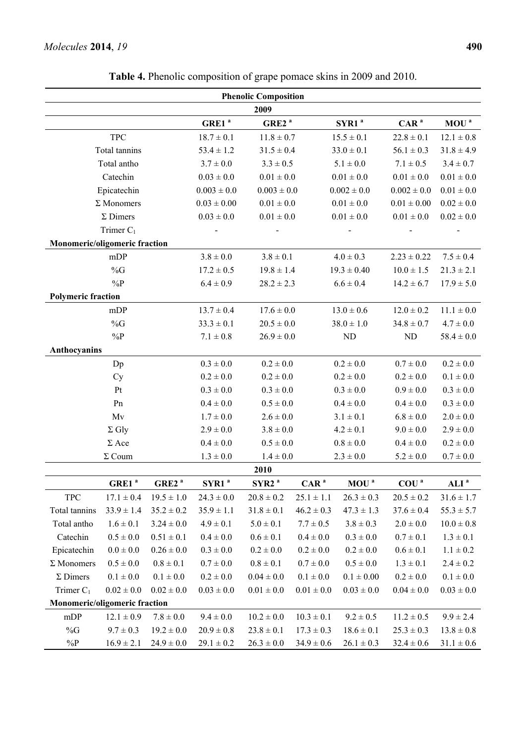**Table 4.** Phenolic composition of grape pomace skins in 2009 and 2010.

| Phenolic Composition | | | | | | | | |
|---|---|---|---|---|---|---|---|---|
| **2009** | | | | | | | | |
| | | **GRE1** [a] | **GRE2** [a] | | **SYR1** [a] | **CAR** [a] | **MOU** [a] | |
| TPC | | 18.7 ± 0.1 | 11.8 ± 0.7 | | 15.5 ± 0.1 | 22.8 ± 0.1 | 12.1 ± 0.8 | |
| Total tannins | | 53.4 ± 1.2 | 31.5 ± 0.4 | | 33.0 ± 0.1 | 56.1 ± 0.3 | 31.8 ± 4.9 | |
| Total antho | | 3.7 ± 0.0 | 3.3 ± 0.5 | | 5.1 ± 0.0 | 7.1 ± 0.5 | 3.4 ± 0.7 | |
| Catechin | | 0.03 ± 0.0 | 0.01 ± 0.0 | | 0.01 ± 0.0 | 0.01 ± 0.0 | 0.01 ± 0.0 | |
| Epicatechin | | 0.003 ± 0.0 | 0.003 ± 0.0 | | 0.002 ± 0.0 | 0.002 ± 0.0 | 0.01 ± 0.0 | |
| Σ Monomers | | 0.03 ± 0.00 | 0.01 ± 0.0 | | 0.01 ± 0.0 | 0.01 ± 0.00 | 0.02 ± 0.0 | |
| Σ Dimers | | 0.03 ± 0.0 | 0.01 ± 0.0 | | 0.01 ± 0.0 | 0.01 ± 0.0 | 0.02 ± 0.0 | |
| Trimer $C_1$ | | - | - | | - | - | - | |
| **Monomeric/oligomeric fraction** | | | | | | | | |
| mDP | | 3.8 ± 0.0 | 3.8 ± 0.1 | | 4.0 ± 0.3 | 2.23 ± 0.22 | 7.5 ± 0.4 | |
| %G | | 17.2 ± 0.5 | 19.8 ± 1.4 | | 19.3 ± 0.40 | 10.0 ± 1.5 | 21.3 ± 2.1 | |
| %P | | 6.4 ± 0.9 | 28.2 ± 2.3 | | 6.6 ± 0.4 | 14.2 ± 6.7 | 17.9 ± 5.0 | |
| **Polymeric fraction** | | | | | | | | |
| mDP | | 13.7 ± 0.4 | 17.6 ± 0.0 | | 13.0 ± 0.6 | 12.0 ± 0.2 | 11.1 ± 0.0 | |
| %G | | 33.3 ± 0.1 | 20.5 ± 0.0 | | 38.0 ± 1.0 | 34.8 ± 0.7 | 4.7 ± 0.0 | |
| %P | | 7.1 ± 0.8 | 26.9 ± 0.0 | | ND | ND | 58.4 ± 0.0 | |
| **Anthocyanins** | | | | | | | | |
| Dp | | 0.3 ± 0.0 | 0.2 ± 0.0 | | 0.2 ± 0.0 | 0.7 ± 0.0 | 0.2 ± 0.0 | |
| Cy | | 0.2 ± 0.0 | 0.2 ± 0.0 | | 0.2 ± 0.0 | 0.2 ± 0.0 | 0.1 ± 0.0 | |
| Pt | | 0.3 ± 0.0 | 0.3 ± 0.0 | | 0.3 ± 0.0 | 0.9 ± 0.0 | 0.3 ± 0.0 | |
| Pn | | 0.4 ± 0.0 | 0.5 ± 0.0 | | 0.4 ± 0.0 | 0.4 ± 0.0 | 0.3 ± 0.0 | |
| Mv | | 1.7 ± 0.0 | 2.6 ± 0.0 | | 3.1 ± 0.1 | 6.8 ± 0.0 | 2.0 ± 0.0 | |
| Σ Gly | | 2.9 ± 0.0 | 3.8 ± 0.0 | | 4.2 ± 0.1 | 9.0 ± 0.0 | 2.9 ± 0.0 | |
| Σ Ace | | 0.4 ± 0.0 | 0.5 ± 0.0 | | 0.8 ± 0.0 | 0.4 ± 0.0 | 0.2 ± 0.0 | |
| Σ Coum | | 1.3 ± 0.0 | 1.4 ± 0.0 | | 2.3 ± 0.0 | 5.2 ± 0.0 | 0.7 ± 0.0 | |
| **2010** | | | | | | | | |
| | **GRE1** [a] | **GRE2** [a] | **SYR1** [a] | **SYR2** [a] | **CAR** [a] | **MOU** [a] | **COU** [a] | **ALI** [a] |
| TPC | 17.1 ± 0.4 | 19.5 ± 1.0 | 24.3 ± 0.0 | 20.8 ± 0.2 | 25.1 ± 1.1 | 26.3 ± 0.3 | 20.5 ± 0.2 | 31.6 ± 1.7 |
| Total tannins | 33.9 ± 1.4 | 35.2 ± 0.2 | 35.9 ± 1.1 | 31.8 ± 0.1 | 46.2 ± 0.3 | 47.3 ± 1.3 | 37.6 ± 0.4 | 55.3 ± 5.7 |
| Total antho | 1.6 ± 0.1 | 3.24 ± 0.0 | 4.9 ± 0.1 | 5.0 ± 0.1 | 7.7 ± 0.5 | 3.8 ± 0.3 | 2.0 ± 0.0 | 10.0 ± 0.8 |
| Catechin | 0.5 ± 0.0 | 0.51 ± 0.1 | 0.4 ± 0.0 | 0.6 ± 0.1 | 0.4 ± 0.0 | 0.3 ± 0.0 | 0.7 ± 0.1 | 1.3 ± 0.1 |
| Epicatechin | 0.0 ± 0.0 | 0.26 ± 0.0 | 0.3 ± 0.0 | 0.2 ± 0.0 | 0.2 ± 0.0 | 0.2 ± 0.0 | 0.6 ± 0.1 | 1.1 ± 0.2 |
| Σ Monomers | 0.5 ± 0.0 | 0.8 ± 0.1 | 0.7 ± 0.0 | 0.8 ± 0.1 | 0.7 ± 0.0 | 0.5 ± 0.0 | 1.3 ± 0.1 | 2.4 ± 0.2 |
| Σ Dimers | 0.1 ± 0.0 | 0.1 ± 0.0 | 0.2 ± 0.0 | 0.04 ± 0.0 | 0.1 ± 0.0 | 0.1 ± 0.00 | 0.2 ± 0.0 | 0.1 ± 0.0 |
| Trimer $C_1$ | 0.02 ± 0.0 | 0.02 ± 0.0 | 0.03 ± 0.0 | 0.01 ± 0.0 | 0.01 ± 0.0 | 0.03 ± 0.0 | 0.04 ± 0.0 | 0.03 ± 0.0 |
| **Monomeric/oligomeric fraction** | | | | | | | | |
| mDP | 12.1 ± 0.9 | 7.8 ± 0.0 | 9.4 ± 0.0 | 10.2 ± 0.0 | 10.3 ± 0.1 | 9.2 ± 0.5 | 11.2 ± 0.5 | 9.9 ± 2.4 |
| %G | 9.7 ± 0.3 | 19.2 ± 0.0 | 20.9 ± 0.8 | 23.8 ± 0.1 | 17.3 ± 0.3 | 18.6 ± 0.1 | 25.3 ± 0.3 | 13.8 ± 0.8 |
| %P | 16.9 ± 2.1 | 24.9 ± 0.0 | 29.1 ± 0.2 | 26.3 ± 0.0 | 34.9 ± 0.6 | 26.1 ± 0.3 | 32.4 ± 0.6 | 31.1 ± 0.6 |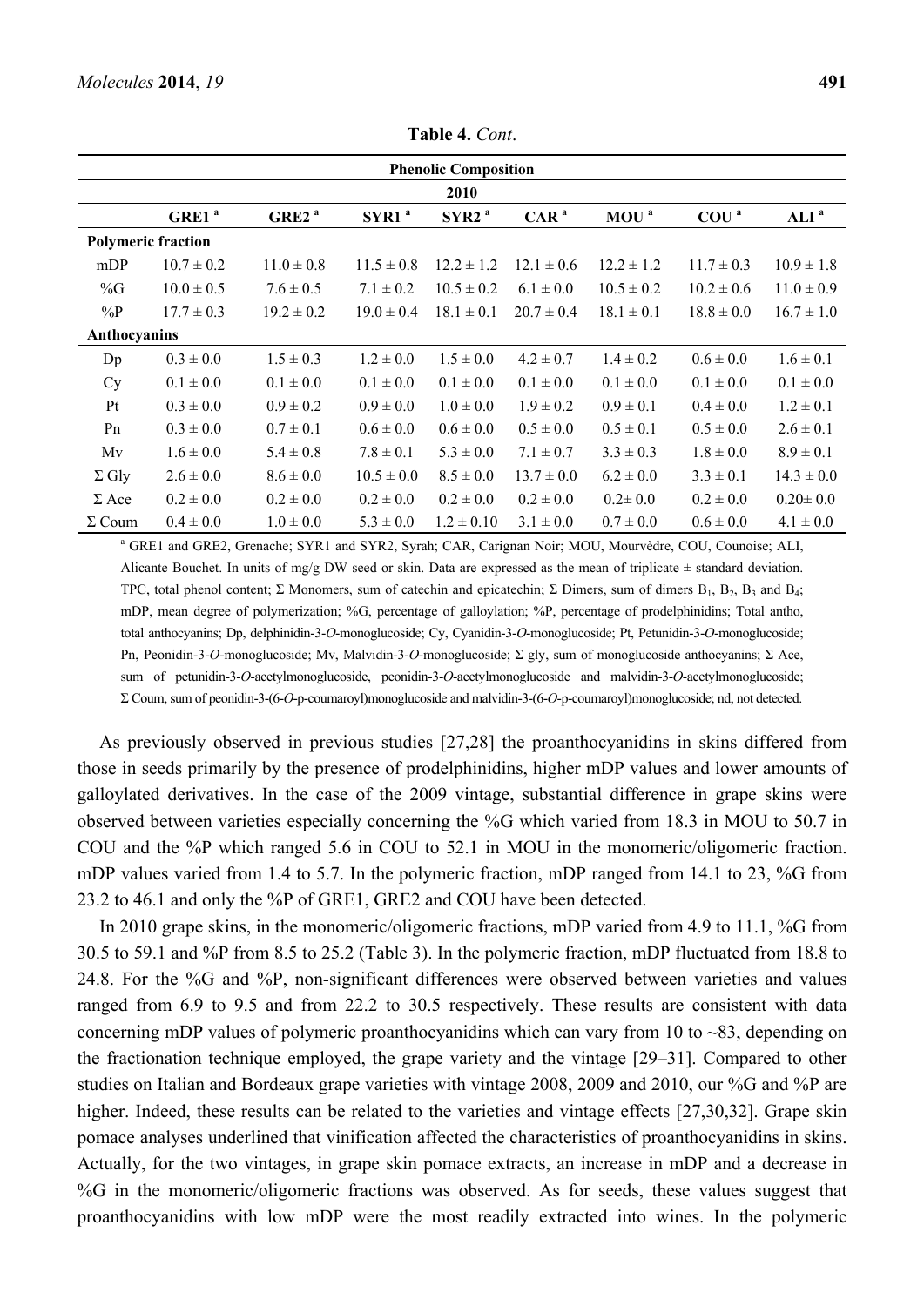**Table 4.** *Cont.*

| Phenolic Composition | | | | | | | | |
|---|---|---|---|---|---|---|---|---|
| 2010 | | | | | | | | |
| | GRE1 [a] | GRE2 [a] | SYR1 [a] | SYR2 [a] | CAR [a] | MOU [a] | COU [a] | ALI [a] |
| **Polymeric fraction** | | | | | | | | |
| mDP | 10.7 ± 0.2 | 11.0 ± 0.8 | 11.5 ± 0.8 | 12.2 ± 1.2 | 12.1 ± 0.6 | 12.2 ± 1.2 | 11.7 ± 0.3 | 10.9 ± 1.8 |
| %G | 10.0 ± 0.5 | 7.6 ± 0.5 | 7.1 ± 0.2 | 10.5 ± 0.2 | 6.1 ± 0.0 | 10.5 ± 0.2 | 10.2 ± 0.6 | 11.0 ± 0.9 |
| %P | 17.7 ± 0.3 | 19.2 ± 0.2 | 19.0 ± 0.4 | 18.1 ± 0.1 | 20.7 ± 0.4 | 18.1 ± 0.1 | 18.8 ± 0.0 | 16.7 ± 1.0 |
| **Anthocyanins** | | | | | | | | |
| Dp | 0.3 ± 0.0 | 1.5 ± 0.3 | 1.2 ± 0.0 | 1.5 ± 0.0 | 4.2 ± 0.7 | 1.4 ± 0.2 | 0.6 ± 0.0 | 1.6 ± 0.1 |
| Cy | 0.1 ± 0.0 | 0.1 ± 0.0 | 0.1 ± 0.0 | 0.1 ± 0.0 | 0.1 ± 0.0 | 0.1 ± 0.0 | 0.1 ± 0.0 | 0.1 ± 0.0 |
| Pt | 0.3 ± 0.0 | 0.9 ± 0.2 | 0.9 ± 0.0 | 1.0 ± 0.0 | 1.9 ± 0.2 | 0.9 ± 0.1 | 0.4 ± 0.0 | 1.2 ± 0.1 |
| Pn | 0.3 ± 0.0 | 0.7 ± 0.1 | 0.6 ± 0.0 | 0.6 ± 0.0 | 0.5 ± 0.0 | 0.5 ± 0.1 | 0.5 ± 0.0 | 2.6 ± 0.1 |
| Mv | 1.6 ± 0.0 | 5.4 ± 0.8 | 7.8 ± 0.1 | 5.3 ± 0.0 | 7.1 ± 0.7 | 3.3 ± 0.3 | 1.8 ± 0.0 | 8.9 ± 0.1 |
| Σ Gly | 2.6 ± 0.0 | 8.6 ± 0.0 | 10.5 ± 0.0 | 8.5 ± 0.0 | 13.7 ± 0.0 | 6.2 ± 0.0 | 3.3 ± 0.1 | 14.3 ± 0.0 |
| Σ Ace | 0.2 ± 0.0 | 0.2 ± 0.0 | 0.2 ± 0.0 | 0.2 ± 0.0 | 0.2 ± 0.0 | 0.2± 0.0 | 0.2 ± 0.0 | 0.20± 0.0 |
| Σ Coum | 0.4 ± 0.0 | 1.0 ± 0.0 | 5.3 ± 0.0 | 1.2 ± 0.10 | 3.1 ± 0.0 | 0.7 ± 0.0 | 0.6 ± 0.0 | 4.1 ± 0.0 |

[a] GRE1 and GRE2, Grenache; SYR1 and SYR2, Syrah; CAR, Carignan Noir; MOU, Mourvèdre, COU, Counoise; ALI, Alicante Bouchet. In units of mg/g DW seed or skin. Data are expressed as the mean of triplicate ± standard deviation. TPC, total phenol content; Σ Monomers, sum of catechin and epicatechin; Σ Dimers, sum of dimers $B_1$, $B_2$, $B_3$ and $B_4$; mDP, mean degree of polymerization; %G, percentage of galloylation; %P, percentage of prodelphinidins; Total antho, total anthocyanins; Dp, delphinidin-3-*O*-monoglucoside; Cy, Cyanidin-3-*O*-monoglucoside; Pt, Petunidin-3-*O*-monoglucoside; Pn, Peonidin-3-*O*-monoglucoside; Mv, Malvidin-3-*O*-monoglucoside; Σ gly, sum of monoglucoside anthocyanins; Σ Ace, sum of petunidin-3-*O*-acetylmonoglucoside, peonidin-3-*O*-acetylmonoglucoside and malvidin-3-*O*-acetylmonoglucoside; Σ Coum, sum of peonidin-3-(6-*O*-p-coumaroyl)monoglucoside and malvidin-3-(6-*O*-p-coumaroyl)monoglucoside; nd, not detected.

As previously observed in previous studies [27,28] the proanthocyanidins in skins differed from those in seeds primarily by the presence of prodelphinidins, higher mDP values and lower amounts of galloylated derivatives. In the case of the 2009 vintage, substantial difference in grape skins were observed between varieties especially concerning the %G which varied from 18.3 in MOU to 50.7 in COU and the %P which ranged 5.6 in COU to 52.1 in MOU in the monomeric/oligomeric fraction. mDP values varied from 1.4 to 5.7. In the polymeric fraction, mDP ranged from 14.1 to 23, %G from 23.2 to 46.1 and only the %P of GRE1, GRE2 and COU have been detected.

In 2010 grape skins, in the monomeric/oligomeric fractions, mDP varied from 4.9 to 11.1, %G from 30.5 to 59.1 and %P from 8.5 to 25.2 (Table 3). In the polymeric fraction, mDP fluctuated from 18.8 to 24.8. For the %G and %P, non-significant differences were observed between varieties and values ranged from 6.9 to 9.5 and from 22.2 to 30.5 respectively. These results are consistent with data concerning mDP values of polymeric proanthocyanidins which can vary from 10 to ~83, depending on the fractionation technique employed, the grape variety and the vintage [29–31]. Compared to other studies on Italian and Bordeaux grape varieties with vintage 2008, 2009 and 2010, our %G and %P are higher. Indeed, these results can be related to the varieties and vintage effects [27,30,32]. Grape skin pomace analyses underlined that vinification affected the characteristics of proanthocyanidins in skins. Actually, for the two vintages, in grape skin pomace extracts, an increase in mDP and a decrease in %G in the monomeric/oligomeric fractions was observed. As for seeds, these values suggest that proanthocyanidins with low mDP were the most readily extracted into wines. In the polymeric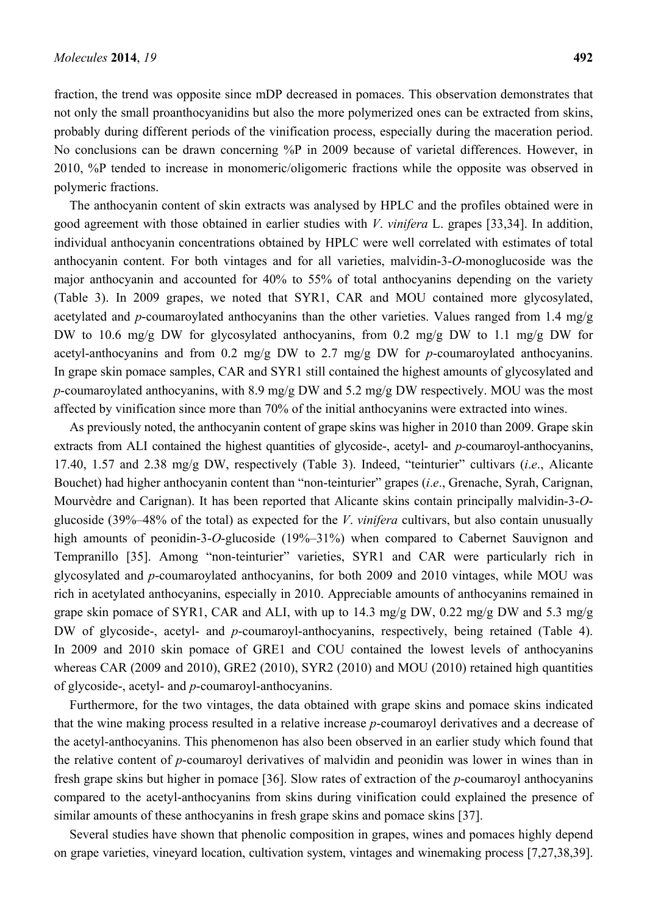fraction, the trend was opposite since mDP decreased in pomaces. This observation demonstrates that not only the small proanthocyanidins but also the more polymerized ones can be extracted from skins, probably during different periods of the vinification process, especially during the maceration period. No conclusions can be drawn concerning %P in 2009 because of varietal differences. However, in 2010, %P tended to increase in monomeric/oligomeric fractions while the opposite was observed in polymeric fractions.

The anthocyanin content of skin extracts was analysed by HPLC and the profiles obtained were in good agreement with those obtained in earlier studies with *V*. *vinifera* L. grapes [33,34]. In addition, individual anthocyanin concentrations obtained by HPLC were well correlated with estimates of total anthocyanin content. For both vintages and for all varieties, malvidin-3-*O*-monoglucoside was the major anthocyanin and accounted for 40% to 55% of total anthocyanins depending on the variety (Table 3). In 2009 grapes, we noted that SYR1, CAR and MOU contained more glycosylated, acetylated and *p*-coumaroylated anthocyanins than the other varieties. Values ranged from 1.4 mg/g DW to 10.6 mg/g DW for glycosylated anthocyanins, from 0.2 mg/g DW to 1.1 mg/g DW for acetyl-anthocyanins and from 0.2 mg/g DW to 2.7 mg/g DW for *p*-coumaroylated anthocyanins. In grape skin pomace samples, CAR and SYR1 still contained the highest amounts of glycosylated and *p*-coumaroylated anthocyanins, with 8.9 mg/g DW and 5.2 mg/g DW respectively. MOU was the most affected by vinification since more than 70% of the initial anthocyanins were extracted into wines.

As previously noted, the anthocyanin content of grape skins was higher in 2010 than 2009. Grape skin extracts from ALI contained the highest quantities of glycoside-, acetyl- and *p*-coumaroyl-anthocyanins, 17.40, 1.57 and 2.38 mg/g DW, respectively (Table 3). Indeed, "teinturier" cultivars (*i*.*e*., Alicante Bouchet) had higher anthocyanin content than "non-teinturier" grapes (*i*.*e*., Grenache, Syrah, Carignan, Mourvèdre and Carignan). It has been reported that Alicante skins contain principally malvidin-3-*O*-glucoside (39%–48% of the total) as expected for the *V*. *vinifera* cultivars, but also contain unusually high amounts of peonidin-3-*O*-glucoside (19%–31%) when compared to Cabernet Sauvignon and Tempranillo [35]. Among "non-teinturier" varieties, SYR1 and CAR were particularly rich in glycosylated and *p*-coumaroylated anthocyanins, for both 2009 and 2010 vintages, while MOU was rich in acetylated anthocyanins, especially in 2010. Appreciable amounts of anthocyanins remained in grape skin pomace of SYR1, CAR and ALI, with up to 14.3 mg/g DW, 0.22 mg/g DW and 5.3 mg/g DW of glycoside-, acetyl- and *p*-coumaroyl-anthocyanins, respectively, being retained (Table 4). In 2009 and 2010 skin pomace of GRE1 and COU contained the lowest levels of anthocyanins whereas CAR (2009 and 2010), GRE2 (2010), SYR2 (2010) and MOU (2010) retained high quantities of glycoside-, acetyl- and *p*-coumaroyl-anthocyanins.

Furthermore, for the two vintages, the data obtained with grape skins and pomace skins indicated that the wine making process resulted in a relative increase *p*-coumaroyl derivatives and a decrease of the acetyl-anthocyanins. This phenomenon has also been observed in an earlier study which found that the relative content of *p*-coumaroyl derivatives of malvidin and peonidin was lower in wines than in fresh grape skins but higher in pomace [36]. Slow rates of extraction of the *p*-coumaroyl anthocyanins compared to the acetyl-anthocyanins from skins during vinification could explained the presence of similar amounts of these anthocyanins in fresh grape skins and pomace skins [37].

Several studies have shown that phenolic composition in grapes, wines and pomaces highly depend on grape varieties, vineyard location, cultivation system, vintages and winemaking process [7,27,38,39].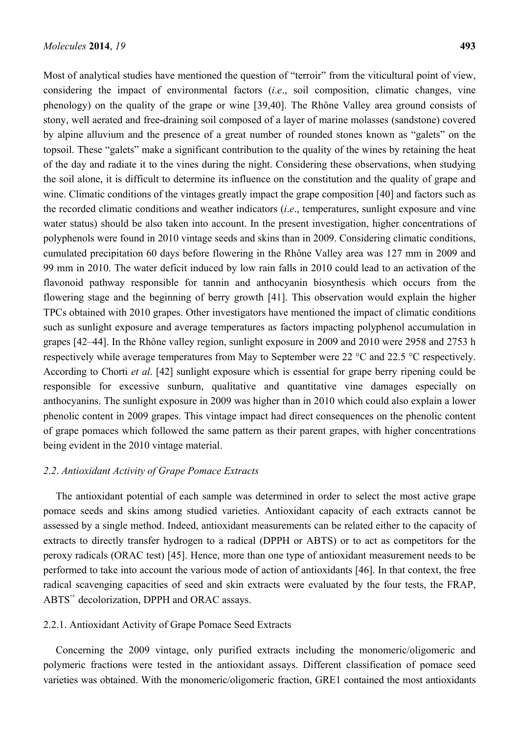Most of analytical studies have mentioned the question of "terroir" from the viticultural point of view, considering the impact of environmental factors (*i.e.*, soil composition, climatic changes, vine phenology) on the quality of the grape or wine [39,40]. The Rhône Valley area ground consists of stony, well aerated and free-draining soil composed of a layer of marine molasses (sandstone) covered by alpine alluvium and the presence of a great number of rounded stones known as "galets" on the topsoil. These "galets" make a significant contribution to the quality of the wines by retaining the heat of the day and radiate it to the vines during the night. Considering these observations, when studying the soil alone, it is difficult to determine its influence on the constitution and the quality of grape and wine. Climatic conditions of the vintages greatly impact the grape composition [40] and factors such as the recorded climatic conditions and weather indicators (*i.e.*, temperatures, sunlight exposure and vine water status) should be also taken into account. In the present investigation, higher concentrations of polyphenols were found in 2010 vintage seeds and skins than in 2009. Considering climatic conditions, cumulated precipitation 60 days before flowering in the Rhône Valley area was 127 mm in 2009 and 99 mm in 2010. The water deficit induced by low rain falls in 2010 could lead to an activation of the flavonoid pathway responsible for tannin and anthocyanin biosynthesis which occurs from the flowering stage and the beginning of berry growth [41]. This observation would explain the higher TPCs obtained with 2010 grapes. Other investigators have mentioned the impact of climatic conditions such as sunlight exposure and average temperatures as factors impacting polyphenol accumulation in grapes [42–44]. In the Rhône valley region, sunlight exposure in 2009 and 2010 were 2958 and 2753 h respectively while average temperatures from May to September were 22 °C and 22.5 °C respectively. According to Chorti *et al*. [42] sunlight exposure which is essential for grape berry ripening could be responsible for excessive sunburn, qualitative and quantitative vine damages especially on anthocyanins. The sunlight exposure in 2009 was higher than in 2010 which could also explain a lower phenolic content in 2009 grapes. This vintage impact had direct consequences on the phenolic content of grape pomaces which followed the same pattern as their parent grapes, with higher concentrations being evident in the 2010 vintage material.

### *2.2. Antioxidant Activity of Grape Pomace Extracts*

The antioxidant potential of each sample was determined in order to select the most active grape pomace seeds and skins among studied varieties. Antioxidant capacity of each extracts cannot be assessed by a single method. Indeed, antioxidant measurements can be related either to the capacity of extracts to directly transfer hydrogen to a radical (DPPH or ABTS) or to act as competitors for the peroxy radicals (ORAC test) [45]. Hence, more than one type of antioxidant measurement needs to be performed to take into account the various mode of action of antioxidants [46]. In that context, the free radical scavenging capacities of seed and skin extracts were evaluated by the four tests, the FRAP, $ABTS^{\cdot+}$ decolorization, DPPH and ORAC assays.

#### 2.2.1. Antioxidant Activity of Grape Pomace Seed Extracts

Concerning the 2009 vintage, only purified extracts including the monomeric/oligomeric and polymeric fractions were tested in the antioxidant assays. Different classification of pomace seed varieties was obtained. With the monomeric/oligomeric fraction, GRE1 contained the most antioxidants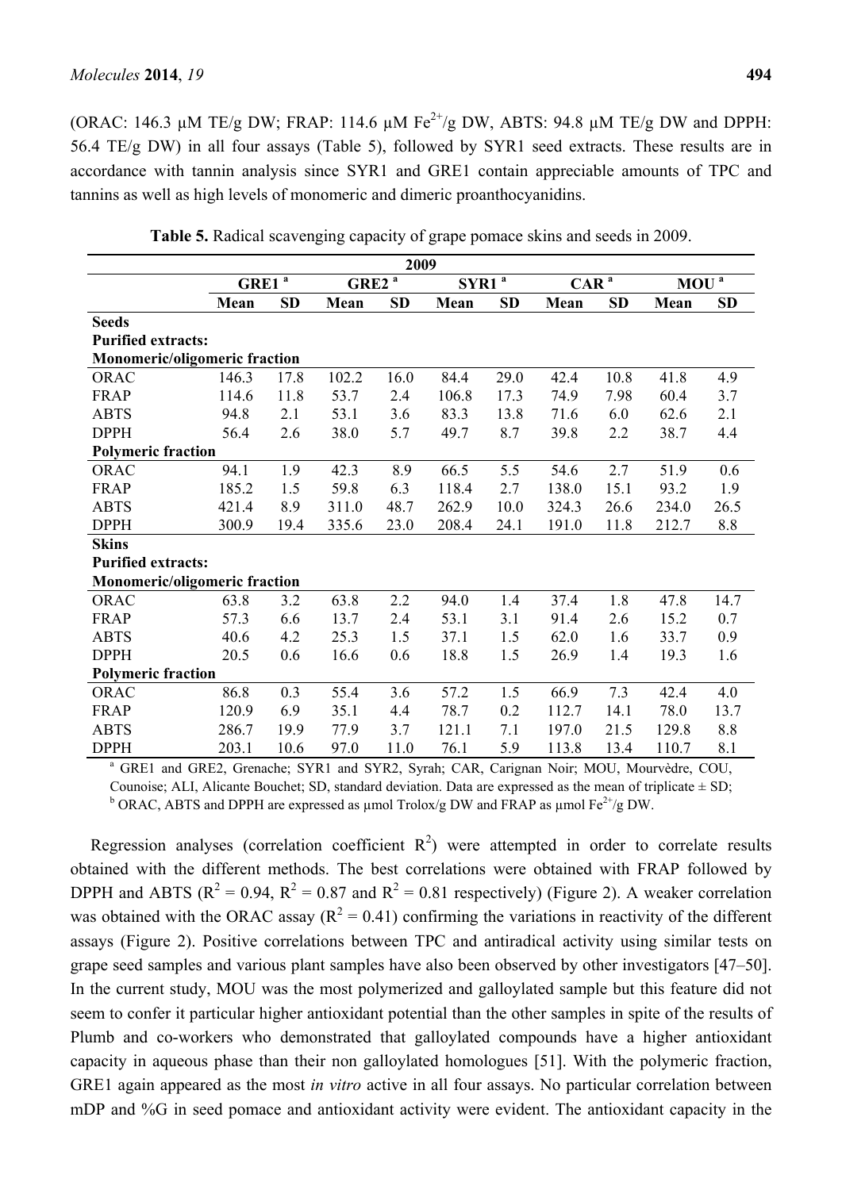(ORAC: 146.3 μM TE/g DW; FRAP: 114.6 μM $Fe^{2+}$/g DW, ABTS: 94.8 μM TE/g DW and DPPH: 56.4 TE/g DW) in all four assays (Table 5), followed by SYR1 seed extracts. These results are in accordance with tannin analysis since SYR1 and GRE1 contain appreciable amounts of TPC and tannins as well as high levels of monomeric and dimeric proanthocyanidins.

**Table 5.** Radical scavenging capacity of grape pomace skins and seeds in 2009.

| | 2009 | | | | | | | | | |
|---|---|---|---|---|---|---|---|---|---|---|
| | GRE1 [a] | | GRE2 [a] | | SYR1 [a] | | CAR [a] | | MOU [a] | |
| | **Mean** | **SD** | **Mean** | **SD** | **Mean** | **SD** | **Mean** | **SD** | **Mean** | **SD** |
| **Seeds** | | | | | | | | | | |
| **Purified extracts:** | | | | | | | | | | |
| **Monomeric/oligomeric fraction** | | | | | | | | | | |
| ORAC | 146.3 | 17.8 | 102.2 | 16.0 | 84.4 | 29.0 | 42.4 | 10.8 | 41.8 | 4.9 |
| FRAP | 114.6 | 11.8 | 53.7 | 2.4 | 106.8 | 17.3 | 74.9 | 7.98 | 60.4 | 3.7 |
| ABTS | 94.8 | 2.1 | 53.1 | 3.6 | 83.3 | 13.8 | 71.6 | 6.0 | 62.6 | 2.1 |
| DPPH | 56.4 | 2.6 | 38.0 | 5.7 | 49.7 | 8.7 | 39.8 | 2.2 | 38.7 | 4.4 |
| **Polymeric fraction** | | | | | | | | | | |
| ORAC | 94.1 | 1.9 | 42.3 | 8.9 | 66.5 | 5.5 | 54.6 | 2.7 | 51.9 | 0.6 |
| FRAP | 185.2 | 1.5 | 59.8 | 6.3 | 118.4 | 2.7 | 138.0 | 15.1 | 93.2 | 1.9 |
| ABTS | 421.4 | 8.9 | 311.0 | 48.7 | 262.9 | 10.0 | 324.3 | 26.6 | 234.0 | 26.5 |
| DPPH | 300.9 | 19.4 | 335.6 | 23.0 | 208.4 | 24.1 | 191.0 | 11.8 | 212.7 | 8.8 |
| **Skins** | | | | | | | | | | |
| **Purified extracts:** | | | | | | | | | | |
| **Monomeric/oligomeric fraction** | | | | | | | | | | |
| ORAC | 63.8 | 3.2 | 63.8 | 2.2 | 94.0 | 1.4 | 37.4 | 1.8 | 47.8 | 14.7 |
| FRAP | 57.3 | 6.6 | 13.7 | 2.4 | 53.1 | 3.1 | 91.4 | 2.6 | 15.2 | 0.7 |
| ABTS | 40.6 | 4.2 | 25.3 | 1.5 | 37.1 | 1.5 | 62.0 | 1.6 | 33.7 | 0.9 |
| DPPH | 20.5 | 0.6 | 16.6 | 0.6 | 18.8 | 1.5 | 26.9 | 1.4 | 19.3 | 1.6 |
| **Polymeric fraction** | | | | | | | | | | |
| ORAC | 86.8 | 0.3 | 55.4 | 3.6 | 57.2 | 1.5 | 66.9 | 7.3 | 42.4 | 4.0 |
| FRAP | 120.9 | 6.9 | 35.1 | 4.4 | 78.7 | 0.2 | 112.7 | 14.1 | 78.0 | 13.7 |
| ABTS | 286.7 | 19.9 | 77.9 | 3.7 | 121.1 | 7.1 | 197.0 | 21.5 | 129.8 | 8.8 |
| DPPH | 203.1 | 10.6 | 97.0 | 11.0 | 76.1 | 5.9 | 113.8 | 13.4 | 110.7 | 8.1 |

[a] GRE1 and GRE2, Grenache; SYR1 and SYR2, Syrah; CAR, Carignan Noir; MOU, Mourvèdre, COU, Counoise; ALI, Alicante Bouchet; SD, standard deviation. Data are expressed as the mean of triplicate ± SD; [b] ORAC, ABTS and DPPH are expressed as μmol Trolox/g DW and FRAP as μmol $Fe^{2+}$/g DW.

Regression analyses (correlation coefficient $R^2$) were attempted in order to correlate results obtained with the different methods. The best correlations were obtained with FRAP followed by DPPH and ABTS ($R^2 = 0.94$, $R^2 = 0.87$ and $R^2 = 0.81$ respectively) (Figure 2). A weaker correlation was obtained with the ORAC assay ($R^2 = 0.41$) confirming the variations in reactivity of the different assays (Figure 2). Positive correlations between TPC and antiradical activity using similar tests on grape seed samples and various plant samples have also been observed by other investigators [47–50]. In the current study, MOU was the most polymerized and galloylated sample but this feature did not seem to confer it particular higher antioxidant potential than the other samples in spite of the results of Plumb and co-workers who demonstrated that galloylated compounds have a higher antioxidant capacity in aqueous phase than their non galloylated homologues [51]. With the polymeric fraction, GRE1 again appeared as the most *in vitro* active in all four assays. No particular correlation between mDP and %G in seed pomace and antioxidant activity were evident. The antioxidant capacity in the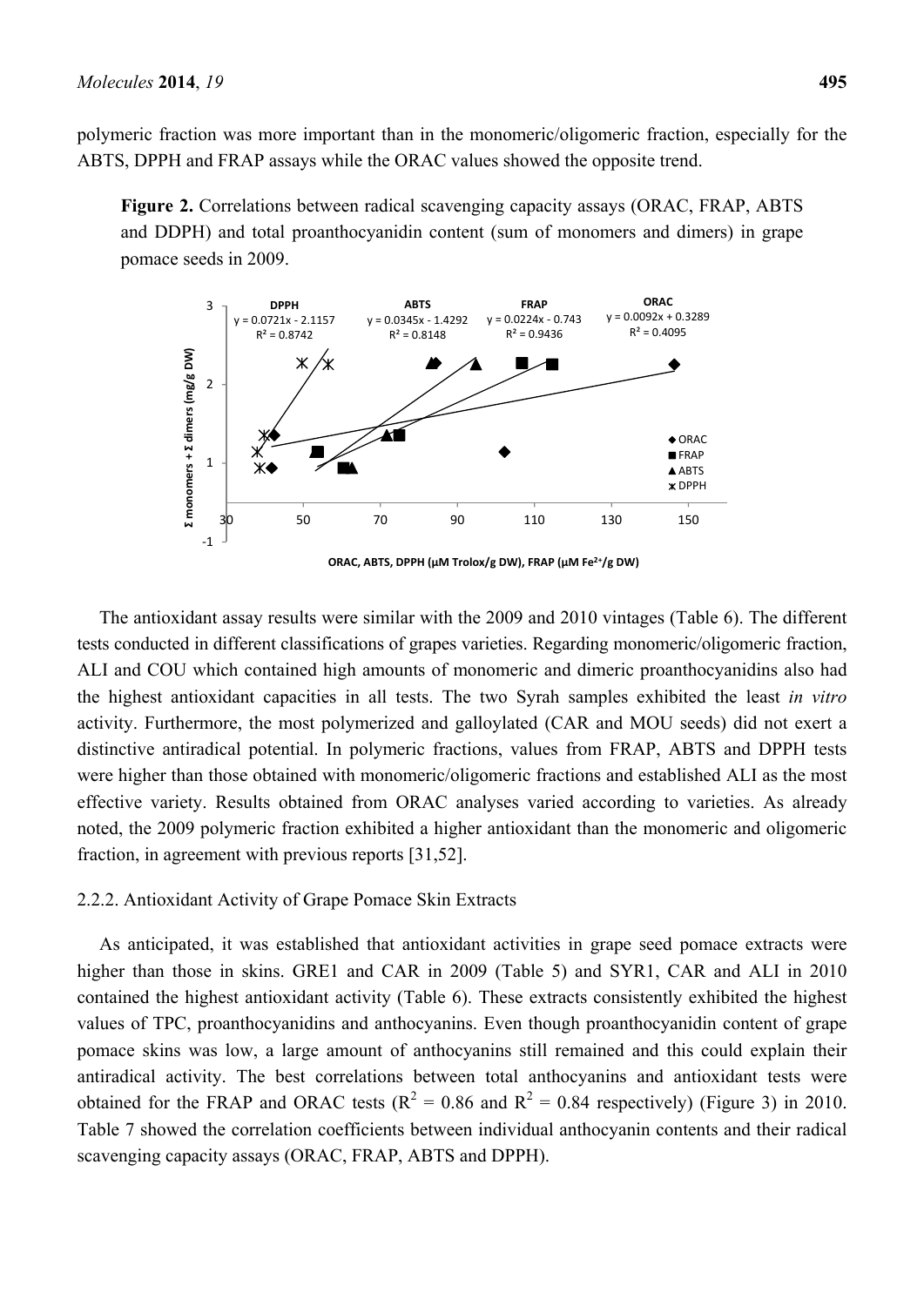polymeric fraction was more important than in the monomeric/oligomeric fraction, especially for the ABTS, DPPH and FRAP assays while the ORAC values showed the opposite trend.

**Figure 2.** Correlations between radical scavenging capacity assays (ORAC, FRAP, ABTS and DDPH) and total proanthocyanidin content (sum of monomers and dimers) in grape pomace seeds in 2009.

The antioxidant assay results were similar with the 2009 and 2010 vintages (Table 6). The different tests conducted in different classifications of grapes varieties. Regarding monomeric/oligomeric fraction, ALI and COU which contained high amounts of monomeric and dimeric proanthocyanidins also had the highest antioxidant capacities in all tests. The two Syrah samples exhibited the least *in vitro* activity. Furthermore, the most polymerized and galloylated (CAR and MOU seeds) did not exert a distinctive antiradical potential. In polymeric fractions, values from FRAP, ABTS and DPPH tests were higher than those obtained with monomeric/oligomeric fractions and established ALI as the most effective variety. Results obtained from ORAC analyses varied according to varieties. As already noted, the 2009 polymeric fraction exhibited a higher antioxidant than the monomeric and oligomeric fraction, in agreement with previous reports [31,52].

### 2.2.2. Antioxidant Activity of Grape Pomace Skin Extracts

As anticipated, it was established that antioxidant activities in grape seed pomace extracts were higher than those in skins. GRE1 and CAR in 2009 (Table 5) and SYR1, CAR and ALI in 2010 contained the highest antioxidant activity (Table 6). These extracts consistently exhibited the highest values of TPC, proanthocyanidins and anthocyanins. Even though proanthocyanidin content of grape pomace skins was low, a large amount of anthocyanins still remained and this could explain their antiradical activity. The best correlations between total anthocyanins and antioxidant tests were obtained for the FRAP and ORAC tests ($R^2$ = 0.86 and $R^2$ = 0.84 respectively) (Figure 3) in 2010. Table 7 showed the correlation coefficients between individual anthocyanin contents and their radical scavenging capacity assays (ORAC, FRAP, ABTS and DPPH).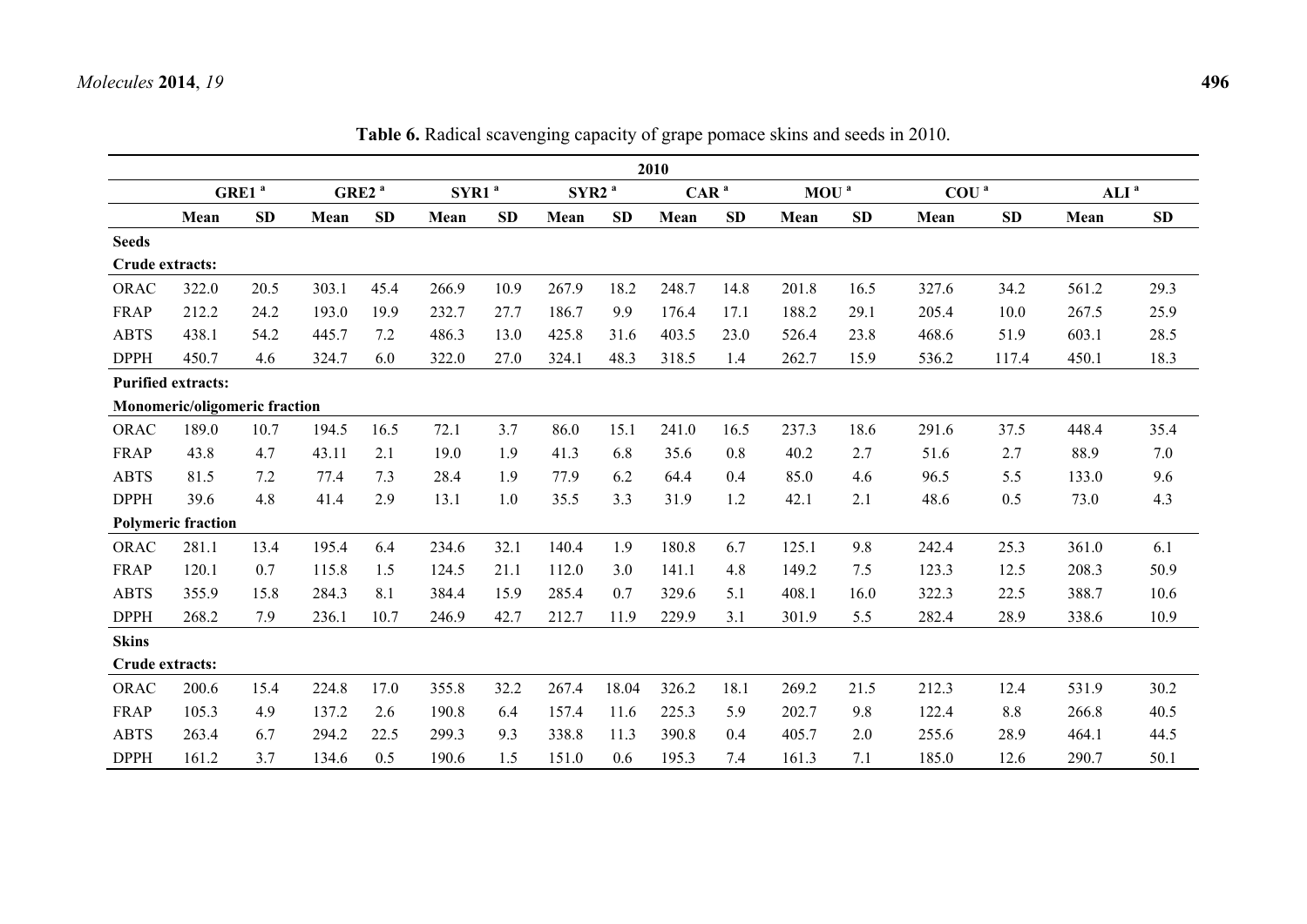**Table 6.** Radical scavenging capacity of grape pomace skins and seeds in 2010.

| | 2010 | | | | | | | | | | | | | | | |
|---|---|---|---|---|---|---|---|---|---|---|---|---|---|---|---|---|
| | GRE1 [a] | | GRE2 [a] | | SYR1 [a] | | SYR2 [a] | | CAR [a] | | MOU [a] | | COU [a] | | ALI [a] | |
| | Mean | SD | Mean | SD | Mean | SD | Mean | SD | Mean | SD | Mean | SD | Mean | SD | Mean | SD |
| **Seeds** | | | | | | | | | | | | | | | | |
| **Crude extracts:** | | | | | | | | | | | | | | | | |
| ORAC | 322.0 | 20.5 | 303.1 | 45.4 | 266.9 | 10.9 | 267.9 | 18.2 | 248.7 | 14.8 | 201.8 | 16.5 | 327.6 | 34.2 | 561.2 | 29.3 |
| FRAP | 212.2 | 24.2 | 193.0 | 19.9 | 232.7 | 27.7 | 186.7 | 9.9 | 176.4 | 17.1 | 188.2 | 29.1 | 205.4 | 10.0 | 267.5 | 25.9 |
| ABTS | 438.1 | 54.2 | 445.7 | 7.2 | 486.3 | 13.0 | 425.8 | 31.6 | 403.5 | 23.0 | 526.4 | 23.8 | 468.6 | 51.9 | 603.1 | 28.5 |
| DPPH | 450.7 | 4.6 | 324.7 | 6.0 | 322.0 | 27.0 | 324.1 | 48.3 | 318.5 | 1.4 | 262.7 | 15.9 | 536.2 | 117.4 | 450.1 | 18.3 |
| **Purified extracts:** | | | | | | | | | | | | | | | | |
| **Monomeric/oligomeric fraction** | | | | | | | | | | | | | | | | |
| ORAC | 189.0 | 10.7 | 194.5 | 16.5 | 72.1 | 3.7 | 86.0 | 15.1 | 241.0 | 16.5 | 237.3 | 18.6 | 291.6 | 37.5 | 448.4 | 35.4 |
| FRAP | 43.8 | 4.7 | 43.11 | 2.1 | 19.0 | 1.9 | 41.3 | 6.8 | 35.6 | 0.8 | 40.2 | 2.7 | 51.6 | 2.7 | 88.9 | 7.0 |
| ABTS | 81.5 | 7.2 | 77.4 | 7.3 | 28.4 | 1.9 | 77.9 | 6.2 | 64.4 | 0.4 | 85.0 | 4.6 | 96.5 | 5.5 | 133.0 | 9.6 |
| DPPH | 39.6 | 4.8 | 41.4 | 2.9 | 13.1 | 1.0 | 35.5 | 3.3 | 31.9 | 1.2 | 42.1 | 2.1 | 48.6 | 0.5 | 73.0 | 4.3 |
| **Polymeric fraction** | | | | | | | | | | | | | | | | |
| ORAC | 281.1 | 13.4 | 195.4 | 6.4 | 234.6 | 32.1 | 140.4 | 1.9 | 180.8 | 6.7 | 125.1 | 9.8 | 242.4 | 25.3 | 361.0 | 6.1 |
| FRAP | 120.1 | 0.7 | 115.8 | 1.5 | 124.5 | 21.1 | 112.0 | 3.0 | 141.1 | 4.8 | 149.2 | 7.5 | 123.3 | 12.5 | 208.3 | 50.9 |
| ABTS | 355.9 | 15.8 | 284.3 | 8.1 | 384.4 | 15.9 | 285.4 | 0.7 | 329.6 | 5.1 | 408.1 | 16.0 | 322.3 | 22.5 | 388.7 | 10.6 |
| DPPH | 268.2 | 7.9 | 236.1 | 10.7 | 246.9 | 42.7 | 212.7 | 11.9 | 229.9 | 3.1 | 301.9 | 5.5 | 282.4 | 28.9 | 338.6 | 10.9 |
| **Skins** | | | | | | | | | | | | | | | | |
| **Crude extracts:** | | | | | | | | | | | | | | | | |
| ORAC | 200.6 | 15.4 | 224.8 | 17.0 | 355.8 | 32.2 | 267.4 | 18.04 | 326.2 | 18.1 | 269.2 | 21.5 | 212.3 | 12.4 | 531.9 | 30.2 |
| FRAP | 105.3 | 4.9 | 137.2 | 2.6 | 190.8 | 6.4 | 157.4 | 11.6 | 225.3 | 5.9 | 202.7 | 9.8 | 122.4 | 8.8 | 266.8 | 40.5 |
| ABTS | 263.4 | 6.7 | 294.2 | 22.5 | 299.3 | 9.3 | 338.8 | 11.3 | 390.8 | 0.4 | 405.7 | 2.0 | 255.6 | 28.9 | 464.1 | 44.5 |
| DPPH | 161.2 | 3.7 | 134.6 | 0.5 | 190.6 | 1.5 | 151.0 | 0.6 | 195.3 | 7.4 | 161.3 | 7.1 | 185.0 | 12.6 | 290.7 | 50.1 |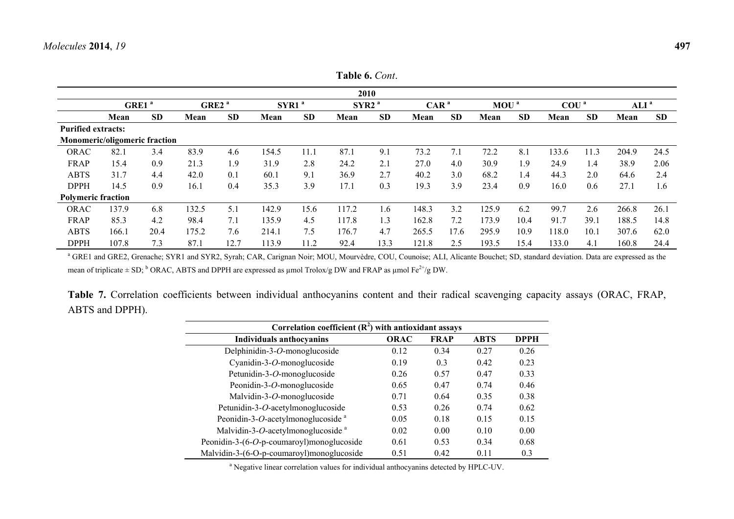**Table 6.** *Cont*.

| | 2010 | | | | | | | | | | | | | | | |
|---|---|---|---|---|---|---|---|---|---|---|---|---|---|---|---|---|
| | GRE1 [a] | | GRE2 [a] | | SYR1 [a] | | SYR2 [a] | | CAR [a] | | MOU [a] | | COU [a] | | ALI [a] | |
| | **Mean** | **SD** | **Mean** | **SD** | **Mean** | **SD** | **Mean** | **SD** | **Mean** | **SD** | **Mean** | **SD** | **Mean** | **SD** | **Mean** | **SD** |
| **Purified extracts:** | | | | | | | | | | | | | | | | |
| **Monomeric/oligomeric fraction** | | | | | | | | | | | | | | | | |
| ORAC | 82.1 | 3.4 | 83.9 | 4.6 | 154.5 | 11.1 | 87.1 | 9.1 | 73.2 | 7.1 | 72.2 | 8.1 | 133.6 | 11.3 | 204.9 | 24.5 |
| FRAP | 15.4 | 0.9 | 21.3 | 1.9 | 31.9 | 2.8 | 24.2 | 2.1 | 27.0 | 4.0 | 30.9 | 1.9 | 24.9 | 1.4 | 38.9 | 2.06 |
| ABTS | 31.7 | 4.4 | 42.0 | 0.1 | 60.1 | 9.1 | 36.9 | 2.7 | 40.2 | 3.0 | 68.2 | 1.4 | 44.3 | 2.0 | 64.6 | 2.4 |
| DPPH | 14.5 | 0.9 | 16.1 | 0.4 | 35.3 | 3.9 | 17.1 | 0.3 | 19.3 | 3.9 | 23.4 | 0.9 | 16.0 | 0.6 | 27.1 | 1.6 |
| **Polymeric fraction** | | | | | | | | | | | | | | | | |
| ORAC | 137.9 | 6.8 | 132.5 | 5.1 | 142.9 | 15.6 | 117.2 | 1.6 | 148.3 | 3.2 | 125.9 | 6.2 | 99.7 | 2.6 | 266.8 | 26.1 |
| FRAP | 85.3 | 4.2 | 98.4 | 7.1 | 135.9 | 4.5 | 117.8 | 1.3 | 162.8 | 7.2 | 173.9 | 10.4 | 91.7 | 39.1 | 188.5 | 14.8 |
| ABTS | 166.1 | 20.4 | 175.2 | 7.6 | 214.1 | 7.5 | 176.7 | 4.7 | 265.5 | 17.6 | 295.9 | 10.9 | 118.0 | 10.1 | 307.6 | 62.0 |
| DPPH | 107.8 | 7.3 | 87.1 | 12.7 | 113.9 | 11.2 | 92.4 | 13.3 | 121.8 | 2.5 | 193.5 | 15.4 | 133.0 | 4.1 | 160.8 | 24.4 |

[a] GRE1 and GRE2, Grenache; SYR1 and SYR2, Syrah; CAR, Carignan Noir; MOU, Mourvèdre, COU, Counoise; ALI, Alicante Bouchet; SD, standard deviation. Data are expressed as the mean of triplicate ± SD; [b] ORAC, ABTS and DPPH are expressed as µmol Trolox/g DW and FRAP as µmol $Fe^{2+}$/g DW.

**Table 7.** Correlation coefficients between individual anthocyanins content and their radical scavenging capacity assays (ORAC, FRAP, ABTS and DPPH).

| Correlation coefficient ($R^2$) with antioxidant assays | | | | |
|---|---|---|---|---|
| **Individuals anthocyanins** | **ORAC** | **FRAP** | **ABTS** | **DPPH** |
| Delphinidin-3-*O*-monoglucoside | 0.12 | 0.34 | 0.27 | 0.26 |
| Cyanidin-3-*O*-monoglucoside | 0.19 | 0.3 | 0.42 | 0.23 |
| Petunidin-3-*O*-monoglucoside | 0.26 | 0.57 | 0.47 | 0.33 |
| Peonidin-3-*O*-monoglucoside | 0.65 | 0.47 | 0.74 | 0.46 |
| Malvidin-3-*O*-monoglucoside | 0.71 | 0.64 | 0.35 | 0.38 |
| Petunidin-3-*O*-acetylmonoglucoside | 0.53 | 0.26 | 0.74 | 0.62 |
| Peonidin-3-*O*-acetylmonoglucoside [a] | 0.05 | 0.18 | 0.15 | 0.15 |
| Malvidin-3-*O*-acetylmonoglucoside [a] | 0.02 | 0.00 | 0.10 | 0.00 |
| Peonidin-3-(6-*O*-p-coumaroyl)monoglucoside | 0.61 | 0.53 | 0.34 | 0.68 |
| Malvidin-3-(6-O-p-coumaroyl)monoglucoside | 0.51 | 0.42 | 0.11 | 0.3 |

[a] Negative linear correlation values for individual anthocyanins detected by HPLC-UV.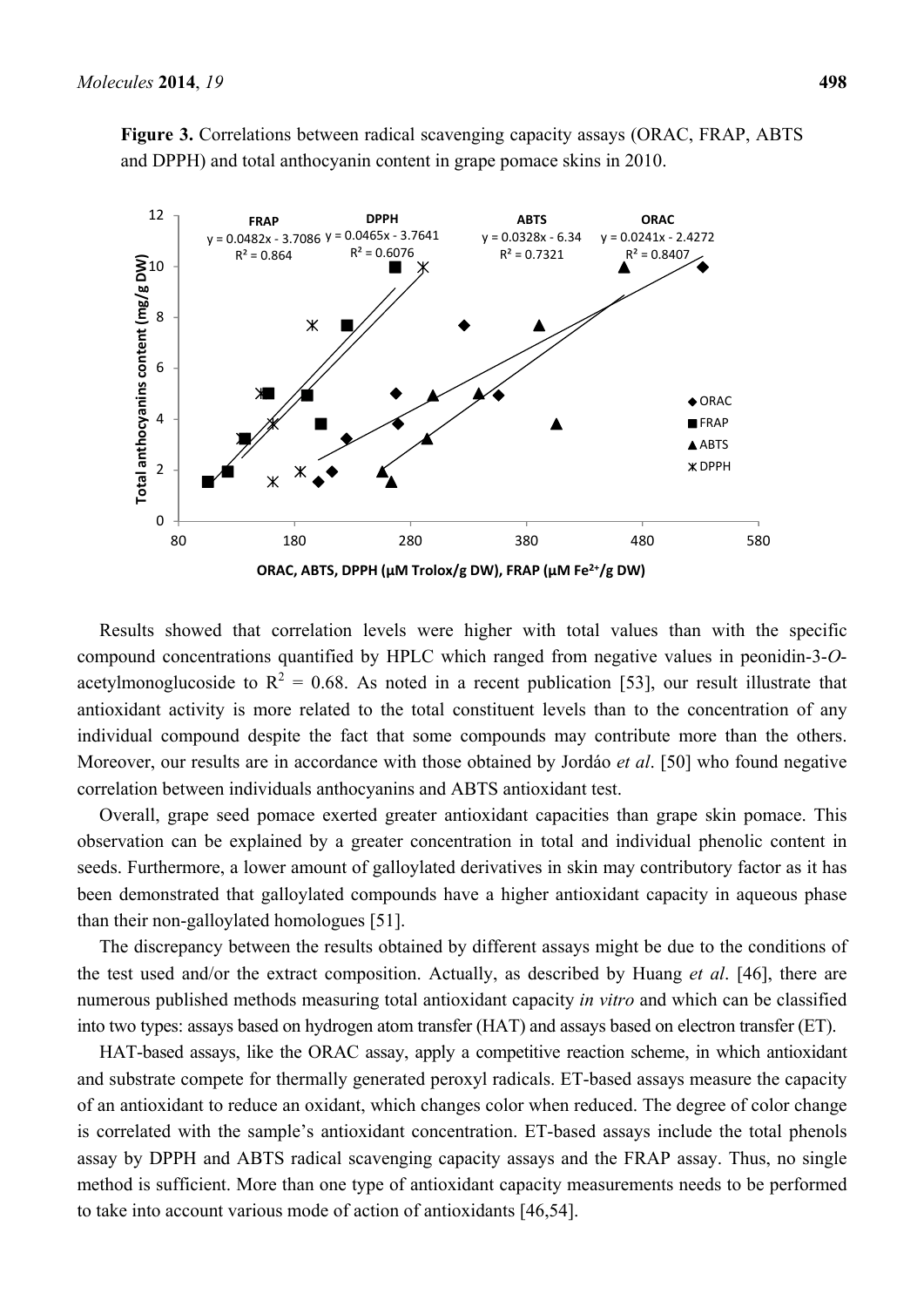**Figure 3.** Correlations between radical scavenging capacity assays (ORAC, FRAP, ABTS and DPPH) and total anthocyanin content in grape pomace skins in 2010.

Results showed that correlation levels were higher with total values than with the specific compound concentrations quantified by HPLC which ranged from negative values in peonidin-3-*O*-acetylmonoglucoside to $R^2 = 0.68$. As noted in a recent publication [53], our result illustrate that antioxidant activity is more related to the total constituent levels than to the concentration of any individual compound despite the fact that some compounds may contribute more than the others. Moreover, our results are in accordance with those obtained by Jordáo *et al*. [50] who found negative correlation between individuals anthocyanins and ABTS antioxidant test.

Overall, grape seed pomace exerted greater antioxidant capacities than grape skin pomace. This observation can be explained by a greater concentration in total and individual phenolic content in seeds. Furthermore, a lower amount of galloylated derivatives in skin may contributory factor as it has been demonstrated that galloylated compounds have a higher antioxidant capacity in aqueous phase than their non-galloylated homologues [51].

The discrepancy between the results obtained by different assays might be due to the conditions of the test used and/or the extract composition. Actually, as described by Huang *et al*. [46], there are numerous published methods measuring total antioxidant capacity *in vitro* and which can be classified into two types: assays based on hydrogen atom transfer (HAT) and assays based on electron transfer (ET).

HAT-based assays, like the ORAC assay, apply a competitive reaction scheme, in which antioxidant and substrate compete for thermally generated peroxyl radicals. ET-based assays measure the capacity of an antioxidant to reduce an oxidant, which changes color when reduced. The degree of color change is correlated with the sample's antioxidant concentration. ET-based assays include the total phenols assay by DPPH and ABTS radical scavenging capacity assays and the FRAP assay. Thus, no single method is sufficient. More than one type of antioxidant capacity measurements needs to be performed to take into account various mode of action of antioxidants [46,54].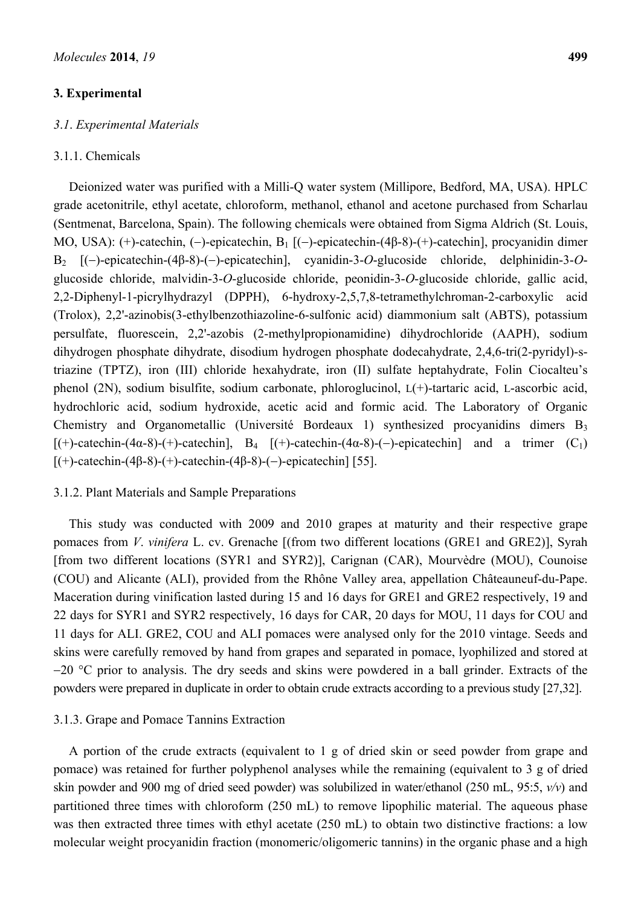## 3. Experimental

### *3.1. Experimental Materials*

#### 3.1.1. Chemicals

Deionized water was purified with a Milli-Q water system (Millipore, Bedford, MA, USA). HPLC grade acetonitrile, ethyl acetate, chloroform, methanol, ethanol and acetone purchased from Scharlau (Sentmenat, Barcelona, Spain). The following chemicals were obtained from Sigma Aldrich (St. Louis, MO, USA): (+)-catechin, (−)-epicatechin, $B_1$ [(−)-epicatechin-(4β-8)-(+)-catechin], procyanidin dimer $B_2$ [(−)-epicatechin-(4β-8)-(−)-epicatechin], cyanidin-3-*O*-glucoside chloride, delphinidin-3-*O*-glucoside chloride, malvidin-3-*O*-glucoside chloride, peonidin-3-*O*-glucoside chloride, gallic acid, 2,2-Diphenyl-1-picrylhydrazyl (DPPH), 6-hydroxy-2,5,7,8-tetramethylchroman-2-carboxylic acid (Trolox), 2,2'-azinobis(3-ethylbenzothiazoline-6-sulfonic acid) diammonium salt (ABTS), potassium persulfate, fluorescein, 2,2'-azobis (2-methylpropionamidine) dihydrochloride (AAPH), sodium dihydrogen phosphate dihydrate, disodium hydrogen phosphate dodecahydrate, 2,4,6-tri(2-pyridyl)-s-triazine (TPTZ), iron (III) chloride hexahydrate, iron (II) sulfate heptahydrate, Folin Ciocalteu's phenol (2N), sodium bisulfite, sodium carbonate, phloroglucinol, L(+)-tartaric acid, L-ascorbic acid, hydrochloric acid, sodium hydroxide, acetic acid and formic acid. The Laboratory of Organic Chemistry and Organometallic (Université Bordeaux 1) synthesized procyanidins dimers $B_3$ [(+)-catechin-(4α-8)-(+)-catechin], $B_4$ [(+)-catechin-(4α-8)-(−)-epicatechin] and a trimer ($C_1$) [(+)-catechin-(4β-8)-(+)-catechin-(4β-8)-(−)-epicatechin] [55].

#### 3.1.2. Plant Materials and Sample Preparations

This study was conducted with 2009 and 2010 grapes at maturity and their respective grape pomaces from *V. vinifera* L. cv. Grenache [(from two different locations (GRE1 and GRE2)], Syrah [from two different locations (SYR1 and SYR2)], Carignan (CAR), Mourvèdre (MOU), Counoise (COU) and Alicante (ALI), provided from the Rhône Valley area, appellation Châteauneuf-du-Pape. Maceration during vinification lasted during 15 and 16 days for GRE1 and GRE2 respectively, 19 and 22 days for SYR1 and SYR2 respectively, 16 days for CAR, 20 days for MOU, 11 days for COU and 11 days for ALI. GRE2, COU and ALI pomaces were analysed only for the 2010 vintage. Seeds and skins were carefully removed by hand from grapes and separated in pomace, lyophilized and stored at −20 °C prior to analysis. The dry seeds and skins were powdered in a ball grinder. Extracts of the powders were prepared in duplicate in order to obtain crude extracts according to a previous study [27,32].

#### 3.1.3. Grape and Pomace Tannins Extraction

A portion of the crude extracts (equivalent to 1 g of dried skin or seed powder from grape and pomace) was retained for further polyphenol analyses while the remaining (equivalent to 3 g of dried skin powder and 900 mg of dried seed powder) was solubilized in water/ethanol (250 mL, 95:5, *v/v*) and partitioned three times with chloroform (250 mL) to remove lipophilic material. The aqueous phase was then extracted three times with ethyl acetate (250 mL) to obtain two distinctive fractions: a low molecular weight procyanidin fraction (monomeric/oligomeric tannins) in the organic phase and a high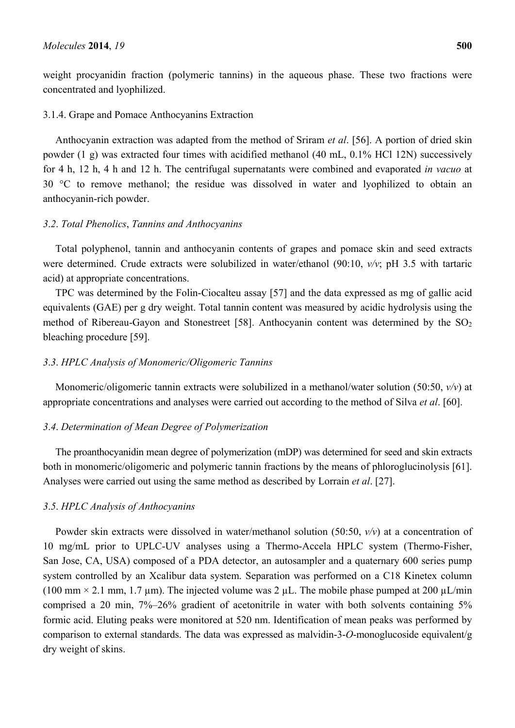weight procyanidin fraction (polymeric tannins) in the aqueous phase. These two fractions were concentrated and lyophilized.

#### 3.1.4. Grape and Pomace Anthocyanins Extraction

Anthocyanin extraction was adapted from the method of Sriram *et al*. [56]. A portion of dried skin powder (1 g) was extracted four times with acidified methanol (40 mL, 0.1% HCl 12N) successively for 4 h, 12 h, 4 h and 12 h. The centrifugal supernatants were combined and evaporated *in vacuo* at 30 °C to remove methanol; the residue was dissolved in water and lyophilized to obtain an anthocyanin-rich powder.

### *3.2. Total Phenolics, Tannins and Anthocyanins*

Total polyphenol, tannin and anthocyanin contents of grapes and pomace skin and seed extracts were determined. Crude extracts were solubilized in water/ethanol (90:10, *v/v*; pH 3.5 with tartaric acid) at appropriate concentrations.

TPC was determined by the Folin-Ciocalteu assay [57] and the data expressed as mg of gallic acid equivalents (GAE) per g dry weight. Total tannin content was measured by acidic hydrolysis using the method of Ribereau-Gayon and Stonestreet [58]. Anthocyanin content was determined by the $SO_2$ bleaching procedure [59].

### *3.3. HPLC Analysis of Monomeric/Oligomeric Tannins*

Monomeric/oligomeric tannin extracts were solubilized in a methanol/water solution (50:50, *v/v*) at appropriate concentrations and analyses were carried out according to the method of Silva *et al*. [60].

### *3.4. Determination of Mean Degree of Polymerization*

The proanthocyanidin mean degree of polymerization (mDP) was determined for seed and skin extracts both in monomeric/oligomeric and polymeric tannin fractions by the means of phloroglucinolysis [61]. Analyses were carried out using the same method as described by Lorrain *et al*. [27].

### *3.5. HPLC Analysis of Anthocyanins*

Powder skin extracts were dissolved in water/methanol solution (50:50, *v/v*) at a concentration of 10 mg/mL prior to UPLC-UV analyses using a Thermo-Accela HPLC system (Thermo-Fisher, San Jose, CA, USA) composed of a PDA detector, an autosampler and a quaternary 600 series pump system controlled by an Xcalibur data system. Separation was performed on a C18 Kinetex column (100 mm × 2.1 mm, 1.7 µm). The injected volume was 2 µL. The mobile phase pumped at 200 µL/min comprised a 20 min, 7%–26% gradient of acetonitrile in water with both solvents containing 5% formic acid. Eluting peaks were monitored at 520 nm. Identification of mean peaks was performed by comparison to external standards. The data was expressed as malvidin-3-*O*-monoglucoside equivalent/g dry weight of skins.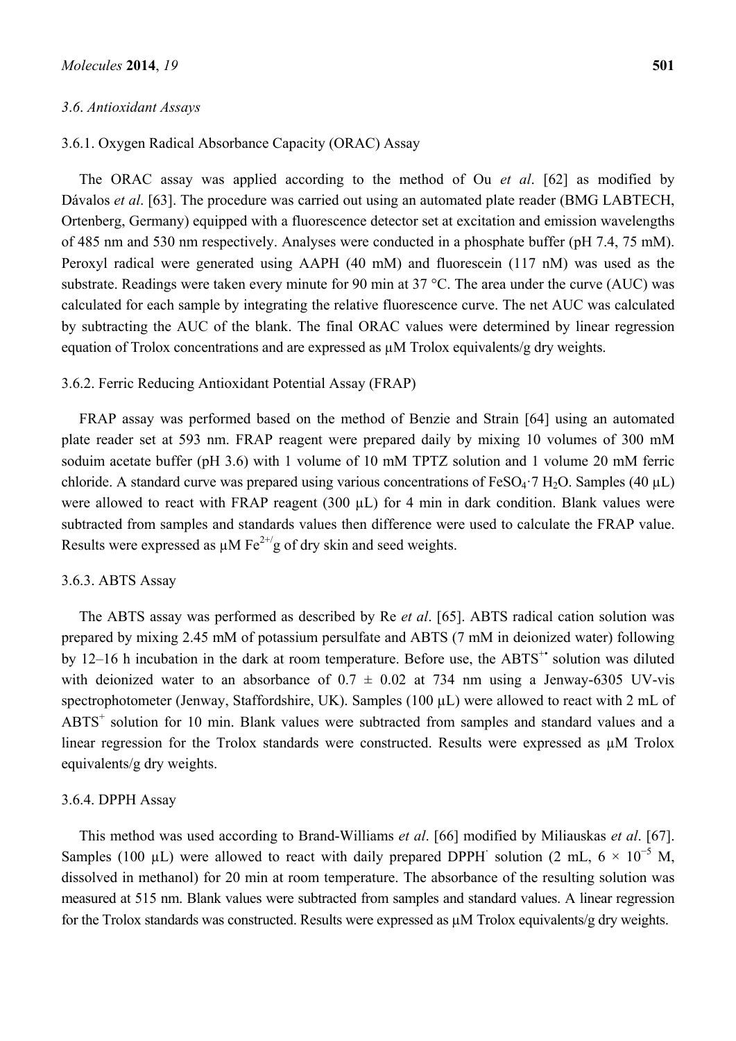### 3.6. Antioxidant Assays

#### 3.6.1. Oxygen Radical Absorbance Capacity (ORAC) Assay

The ORAC assay was applied according to the method of Ou *et al*. [62] as modified by Dávalos *et al*. [63]. The procedure was carried out using an automated plate reader (BMG LABTECH, Ortenberg, Germany) equipped with a fluorescence detector set at excitation and emission wavelengths of 485 nm and 530 nm respectively. Analyses were conducted in a phosphate buffer (pH 7.4, 75 mM). Peroxyl radical were generated using AAPH (40 mM) and fluorescein (117 nM) was used as the substrate. Readings were taken every minute for 90 min at 37 °C. The area under the curve (AUC) was calculated for each sample by integrating the relative fluorescence curve. The net AUC was calculated by subtracting the AUC of the blank. The final ORAC values were determined by linear regression equation of Trolox concentrations and are expressed as μM Trolox equivalents/g dry weights.

#### 3.6.2. Ferric Reducing Antioxidant Potential Assay (FRAP)

FRAP assay was performed based on the method of Benzie and Strain [64] using an automated plate reader set at 593 nm. FRAP reagent were prepared daily by mixing 10 volumes of 300 mM soduim acetate buffer (pH 3.6) with 1 volume of 10 mM TPTZ solution and 1 volume 20 mM ferric chloride. A standard curve was prepared using various concentrations of $FeSO_4 \cdot 7\ H_2O$. Samples (40 μL) were allowed to react with FRAP reagent (300 μL) for 4 min in dark condition. Blank values were subtracted from samples and standards values then difference were used to calculate the FRAP value. Results were expressed as μM $Fe^{2+}$/g of dry skin and seed weights.

#### 3.6.3. ABTS Assay

The ABTS assay was performed as described by Re *et al*. [65]. ABTS radical cation solution was prepared by mixing 2.45 mM of potassium persulfate and ABTS (7 mM in deionized water) following by 12–16 h incubation in the dark at room temperature. Before use, the $ABTS^{+\bullet}$ solution was diluted with deionized water to an absorbance of 0.7 ± 0.02 at 734 nm using a Jenway-6305 UV-vis spectrophotometer (Jenway, Staffordshire, UK). Samples (100 μL) were allowed to react with 2 mL of $ABTS^{+}$ solution for 10 min. Blank values were subtracted from samples and standard values and a linear regression for the Trolox standards were constructed. Results were expressed as μM Trolox equivalents/g dry weights.

#### 3.6.4. DPPH Assay

This method was used according to Brand-Williams *et al*. [66] modified by Miliauskas *et al*. [67]. Samples (100 μL) were allowed to react with daily prepared $DPPH^{\cdot}$ solution (2 mL, $6 \times 10^{-5}$ M, dissolved in methanol) for 20 min at room temperature. The absorbance of the resulting solution was measured at 515 nm. Blank values were subtracted from samples and standard values. A linear regression for the Trolox standards was constructed. Results were expressed as μM Trolox equivalents/g dry weights.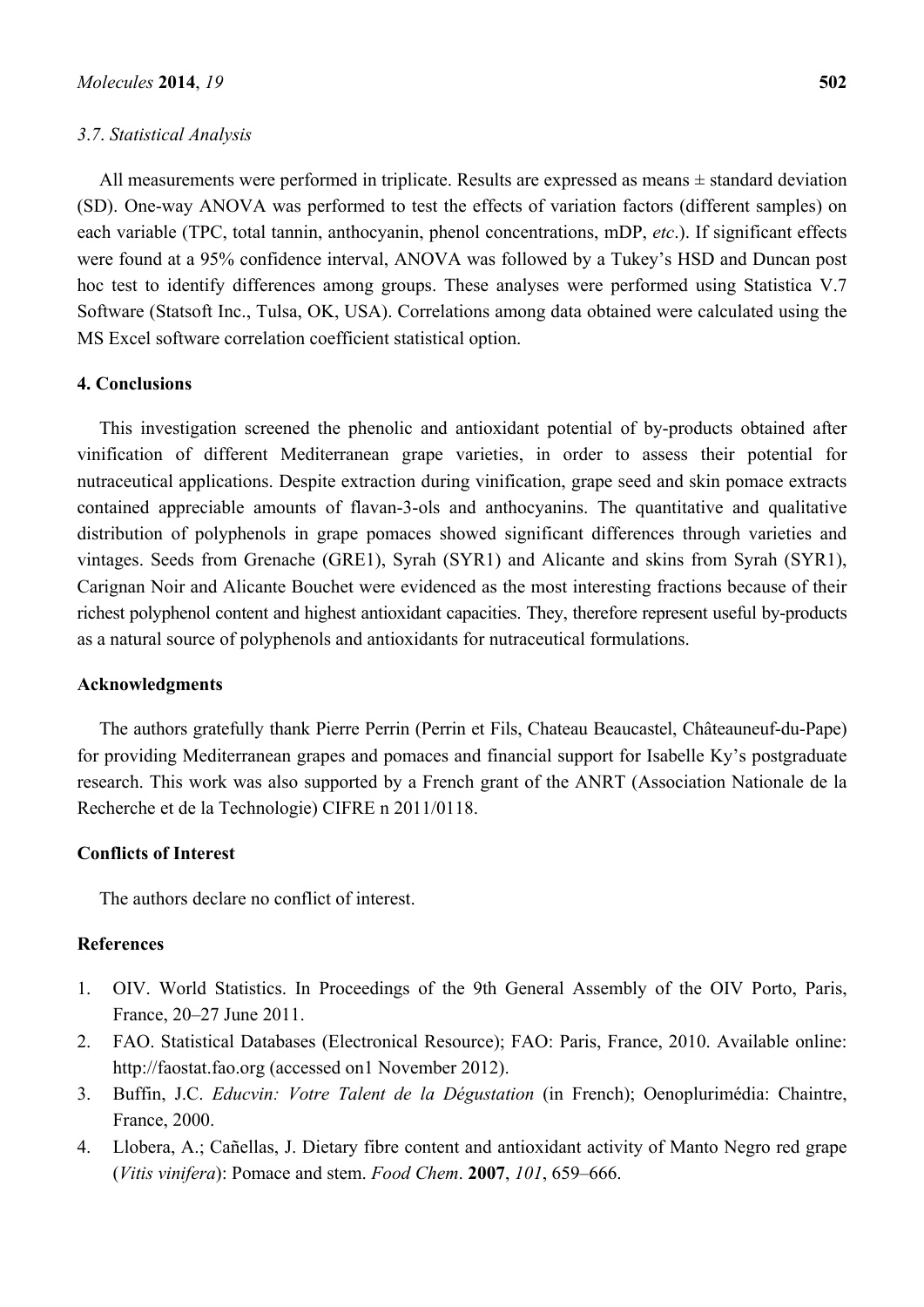### 3.7. Statistical Analysis

All measurements were performed in triplicate. Results are expressed as means ± standard deviation (SD). One-way ANOVA was performed to test the effects of variation factors (different samples) on each variable (TPC, total tannin, anthocyanin, phenol concentrations, mDP, *etc*.). If significant effects were found at a 95% confidence interval, ANOVA was followed by a Tukey's HSD and Duncan post hoc test to identify differences among groups. These analyses were performed using Statistica V.7 Software (Statsoft Inc., Tulsa, OK, USA). Correlations among data obtained were calculated using the MS Excel software correlation coefficient statistical option.

## 4. Conclusions

This investigation screened the phenolic and antioxidant potential of by-products obtained after vinification of different Mediterranean grape varieties, in order to assess their potential for nutraceutical applications. Despite extraction during vinification, grape seed and skin pomace extracts contained appreciable amounts of flavan-3-ols and anthocyanins. The quantitative and qualitative distribution of polyphenols in grape pomaces showed significant differences through varieties and vintages. Seeds from Grenache (GRE1), Syrah (SYR1) and Alicante and skins from Syrah (SYR1), Carignan Noir and Alicante Bouchet were evidenced as the most interesting fractions because of their richest polyphenol content and highest antioxidant capacities. They, therefore represent useful by-products as a natural source of polyphenols and antioxidants for nutraceutical formulations.

## Acknowledgments

The authors gratefully thank Pierre Perrin (Perrin et Fils, Chateau Beaucastel, Châteauneuf-du-Pape) for providing Mediterranean grapes and pomaces and financial support for Isabelle Ky's postgraduate research. This work was also supported by a French grant of the ANRT (Association Nationale de la Recherche et de la Technologie) CIFRE n 2011/0118.

## Conflicts of Interest

The authors declare no conflict of interest.

## References

1. OIV. World Statistics. In Proceedings of the 9th General Assembly of the OIV Porto, Paris, France, 20–27 June 2011.
2. FAO. Statistical Databases (Electronical Resource); FAO: Paris, France, 2010. Available online: http://faostat.fao.org (accessed on1 November 2012).
3. Buffin, J.C. *Educvin: Votre Talent de la Dégustation* (in French); Oenoplurimédia: Chaintre, France, 2000.
4. Llobera, A.; Cañellas, J. Dietary fibre content and antioxidant activity of Manto Negro red grape (*Vitis vinifera*): Pomace and stem. *Food Chem*. **2007**, *101*, 659–666.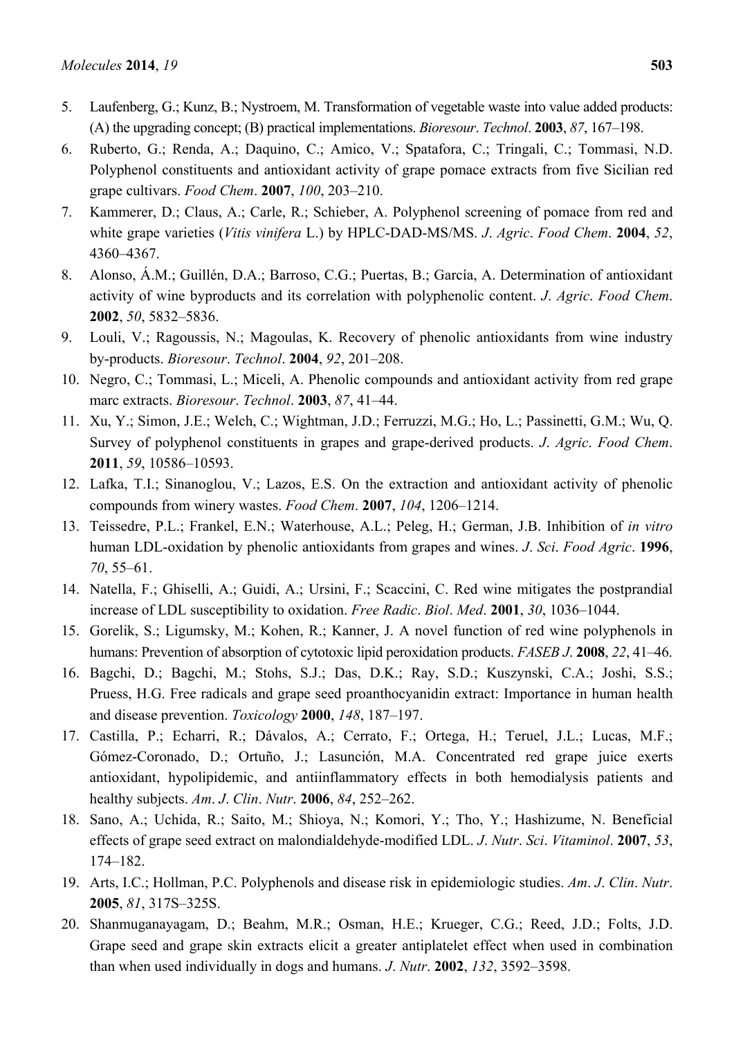5. Laufenberg, G.; Kunz, B.; Nystroem, M. Transformation of vegetable waste into value added products: (A) the upgrading concept; (B) practical implementations. *Bioresour*. *Technol*. **2003**, *87*, 167–198.
6. Ruberto, G.; Renda, A.; Daquino, C.; Amico, V.; Spatafora, C.; Tringali, C.; Tommasi, N.D. Polyphenol constituents and antioxidant activity of grape pomace extracts from five Sicilian red grape cultivars. *Food Chem*. **2007**, *100*, 203–210.
7. Kammerer, D.; Claus, A.; Carle, R.; Schieber, A. Polyphenol screening of pomace from red and white grape varieties (*Vitis vinifera* L.) by HPLC-DAD-MS/MS. *J*. *Agric*. *Food Chem*. **2004**, *52*, 4360–4367.
8. Alonso, Á.M.; Guillén, D.A.; Barroso, C.G.; Puertas, B.; García, A. Determination of antioxidant activity of wine byproducts and its correlation with polyphenolic content. *J*. *Agric*. *Food Chem*. **2002**, *50*, 5832–5836.
9. Louli, V.; Ragoussis, N.; Magoulas, K. Recovery of phenolic antioxidants from wine industry by-products. *Bioresour*. *Technol*. **2004**, *92*, 201–208.
10. Negro, C.; Tommasi, L.; Miceli, A. Phenolic compounds and antioxidant activity from red grape marc extracts. *Bioresour*. *Technol*. **2003**, *87*, 41–44.
11. Xu, Y.; Simon, J.E.; Welch, C.; Wightman, J.D.; Ferruzzi, M.G.; Ho, L.; Passinetti, G.M.; Wu, Q. Survey of polyphenol constituents in grapes and grape-derived products. *J*. *Agric*. *Food Chem*. **2011**, *59*, 10586–10593.
12. Lafka, T.I.; Sinanoglou, V.; Lazos, E.S. On the extraction and antioxidant activity of phenolic compounds from winery wastes. *Food Chem*. **2007**, *104*, 1206–1214.
13. Teissedre, P.L.; Frankel, E.N.; Waterhouse, A.L.; Peleg, H.; German, J.B. Inhibition of *in vitro* human LDL-oxidation by phenolic antioxidants from grapes and wines. *J*. *Sci*. *Food Agric*. **1996**, *70*, 55–61.
14. Natella, F.; Ghiselli, A.; Guidi, A.; Ursini, F.; Scaccini, C. Red wine mitigates the postprandial increase of LDL susceptibility to oxidation. *Free Radic*. *Biol*. *Med*. **2001**, *30*, 1036–1044.
15. Gorelik, S.; Ligumsky, M.; Kohen, R.; Kanner, J. A novel function of red wine polyphenols in humans: Prevention of absorption of cytotoxic lipid peroxidation products. *FASEB J*. **2008**, *22*, 41–46.
16. Bagchi, D.; Bagchi, M.; Stohs, S.J.; Das, D.K.; Ray, S.D.; Kuszynski, C.A.; Joshi, S.S.; Pruess, H.G. Free radicals and grape seed proanthocyanidin extract: Importance in human health and disease prevention. *Toxicology* **2000**, *148*, 187–197.
17. Castilla, P.; Echarri, R.; Dávalos, A.; Cerrato, F.; Ortega, H.; Teruel, J.L.; Lucas, M.F.; Gómez-Coronado, D.; Ortuño, J.; Lasunción, M.A. Concentrated red grape juice exerts antioxidant, hypolipidemic, and antiinflammatory effects in both hemodialysis patients and healthy subjects. *Am*. *J*. *Clin*. *Nutr*. **2006**, *84*, 252–262.
18. Sano, A.; Uchida, R.; Saito, M.; Shioya, N.; Komori, Y.; Tho, Y.; Hashizume, N. Beneficial effects of grape seed extract on malondialdehyde-modified LDL. *J*. *Nutr*. *Sci*. *Vitaminol*. **2007**, *53*, 174–182.
19. Arts, I.C.; Hollman, P.C. Polyphenols and disease risk in epidemiologic studies. *Am*. *J*. *Clin*. *Nutr*. **2005**, *81*, 317S–325S.
20. Shanmuganayagam, D.; Beahm, M.R.; Osman, H.E.; Krueger, C.G.; Reed, J.D.; Folts, J.D. Grape seed and grape skin extracts elicit a greater antiplatelet effect when used in combination than when used individually in dogs and humans. *J*. *Nutr*. **2002**, *132*, 3592–3598.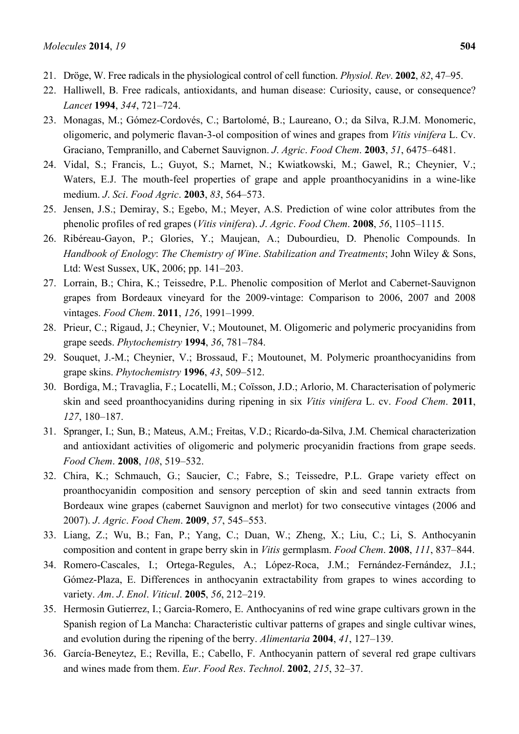21. Dröge, W. Free radicals in the physiological control of cell function. *Physiol*. *Rev*. **2002**, *82*, 47–95.
22. Halliwell, B. Free radicals, antioxidants, and human disease: Curiosity, cause, or consequence? *Lancet* **1994**, *344*, 721–724.
23. Monagas, M.; Gómez-Cordovés, C.; Bartolomé, B.; Laureano, O.; da Silva, R.J.M. Monomeric, oligomeric, and polymeric flavan-3-ol composition of wines and grapes from *Vitis vinifera* L. Cv. Graciano, Tempranillo, and Cabernet Sauvignon. *J*. *Agric*. *Food Chem*. **2003**, *51*, 6475–6481.
24. Vidal, S.; Francis, L.; Guyot, S.; Marnet, N.; Kwiatkowski, M.; Gawel, R.; Cheynier, V.; Waters, E.J. The mouth-feel properties of grape and apple proanthocyanidins in a wine-like medium. *J*. *Sci*. *Food Agric*. **2003**, *83*, 564–573.
25. Jensen, J.S.; Demiray, S.; Egebo, M.; Meyer, A.S. Prediction of wine color attributes from the phenolic profiles of red grapes (*Vitis vinifera*). *J*. *Agric*. *Food Chem*. **2008**, *56*, 1105–1115.
26. Ribéreau-Gayon, P.; Glories, Y.; Maujean, A.; Dubourdieu, D. Phenolic Compounds. In *Handbook of Enology*: *The Chemistry of Wine*. *Stabilization and Treatments*; John Wiley & Sons, Ltd: West Sussex, UK, 2006; pp. 141–203.
27. Lorrain, B.; Chira, K.; Teissedre, P.L. Phenolic composition of Merlot and Cabernet-Sauvignon grapes from Bordeaux vineyard for the 2009-vintage: Comparison to 2006, 2007 and 2008 vintages. *Food Chem*. **2011**, *126*, 1991–1999.
28. Prieur, C.; Rigaud, J.; Cheynier, V.; Moutounet, M. Oligomeric and polymeric procyanidins from grape seeds. *Phytochemistry* **1994**, *36*, 781–784.
29. Souquet, J.-M.; Cheynier, V.; Brossaud, F.; Moutounet, M. Polymeric proanthocyanidins from grape skins. *Phytochemistry* **1996**, *43*, 509–512.
30. Bordiga, M.; Travaglia, F.; Locatelli, M.; Coïsson, J.D.; Arlorio, M. Characterisation of polymeric skin and seed proanthocyanidins during ripening in six *Vitis vinifera* L. cv. *Food Chem*. **2011**, *127*, 180–187.
31. Spranger, I.; Sun, B.; Mateus, A.M.; Freitas, V.D.; Ricardo-da-Silva, J.M. Chemical characterization and antioxidant activities of oligomeric and polymeric procyanidin fractions from grape seeds. *Food Chem*. **2008**, *108*, 519–532.
32. Chira, K.; Schmauch, G.; Saucier, C.; Fabre, S.; Teissedre, P.L. Grape variety effect on proanthocyanidin composition and sensory perception of skin and seed tannin extracts from Bordeaux wine grapes (cabernet Sauvignon and merlot) for two consecutive vintages (2006 and 2007). *J*. *Agric*. *Food Chem*. **2009**, *57*, 545–553.
33. Liang, Z.; Wu, B.; Fan, P.; Yang, C.; Duan, W.; Zheng, X.; Liu, C.; Li, S. Anthocyanin composition and content in grape berry skin in *Vitis* germplasm. *Food Chem*. **2008**, *111*, 837–844.
34. Romero-Cascales, I.; Ortega-Regules, A.; López-Roca, J.M.; Fernández-Fernández, J.I.; Gómez-Plaza, E. Differences in anthocyanin extractability from grapes to wines according to variety. *Am*. *J*. *Enol*. *Viticul*. **2005**, *56*, 212–219.
35. Hermosin Gutierrez, I.; Garcia-Romero, E. Anthocyanins of red wine grape cultivars grown in the Spanish region of La Mancha: Characteristic cultivar patterns of grapes and single cultivar wines, and evolution during the ripening of the berry. *Alimentaria* **2004**, *41*, 127–139.
36. García-Beneytez, E.; Revilla, E.; Cabello, F. Anthocyanin pattern of several red grape cultivars and wines made from them. *Eur*. *Food Res*. *Technol*. **2002**, *215*, 32–37.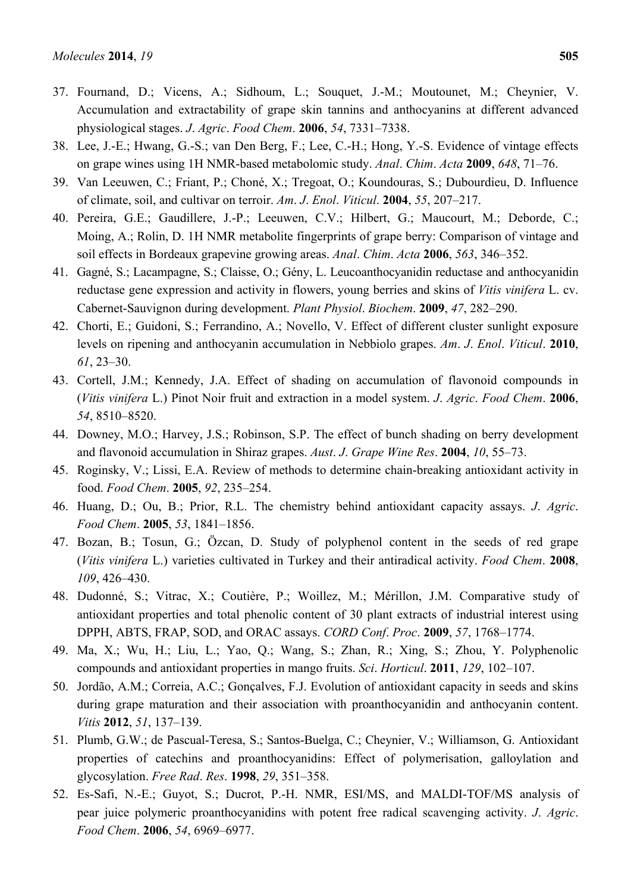37. Fournand, D.; Vicens, A.; Sidhoum, L.; Souquet, J.-M.; Moutounet, M.; Cheynier, V. Accumulation and extractability of grape skin tannins and anthocyanins at different advanced physiological stages. *J. Agric. Food Chem.* **2006**, *54*, 7331–7338.
38. Lee, J.-E.; Hwang, G.-S.; van Den Berg, F.; Lee, C.-H.; Hong, Y.-S. Evidence of vintage effects on grape wines using 1H NMR-based metabolomic study. *Anal. Chim. Acta* **2009**, *648*, 71–76.
39. Van Leeuwen, C.; Friant, P.; Choné, X.; Tregoat, O.; Koundouras, S.; Dubourdieu, D. Influence of climate, soil, and cultivar on terroir. *Am. J. Enol. Viticul.* **2004**, *55*, 207–217.
40. Pereira, G.E.; Gaudillere, J.-P.; Leeuwen, C.V.; Hilbert, G.; Maucourt, M.; Deborde, C.; Moing, A.; Rolin, D. 1H NMR metabolite fingerprints of grape berry: Comparison of vintage and soil effects in Bordeaux grapevine growing areas. *Anal. Chim. Acta* **2006**, *563*, 346–352.
41. Gagné, S.; Lacampagne, S.; Claisse, O.; Gény, L. Leucoanthocyanidin reductase and anthocyanidin reductase gene expression and activity in flowers, young berries and skins of *Vitis vinifera* L. cv. Cabernet-Sauvignon during development. *Plant Physiol. Biochem.* **2009**, *47*, 282–290.
42. Chorti, E.; Guidoni, S.; Ferrandino, A.; Novello, V. Effect of different cluster sunlight exposure levels on ripening and anthocyanin accumulation in Nebbiolo grapes. *Am. J. Enol. Viticul.* **2010**, *61*, 23–30.
43. Cortell, J.M.; Kennedy, J.A. Effect of shading on accumulation of flavonoid compounds in (*Vitis vinifera* L.) Pinot Noir fruit and extraction in a model system. *J. Agric. Food Chem.* **2006**, *54*, 8510–8520.
44. Downey, M.O.; Harvey, J.S.; Robinson, S.P. The effect of bunch shading on berry development and flavonoid accumulation in Shiraz grapes. *Aust. J. Grape Wine Res.* **2004**, *10*, 55–73.
45. Roginsky, V.; Lissi, E.A. Review of methods to determine chain-breaking antioxidant activity in food. *Food Chem.* **2005**, *92*, 235–254.
46. Huang, D.; Ou, B.; Prior, R.L. The chemistry behind antioxidant capacity assays. *J. Agric. Food Chem.* **2005**, *53*, 1841–1856.
47. Bozan, B.; Tosun, G.; Özcan, D. Study of polyphenol content in the seeds of red grape (*Vitis vinifera* L.) varieties cultivated in Turkey and their antiradical activity. *Food Chem.* **2008**, *109*, 426–430.
48. Dudonné, S.; Vitrac, X.; Coutière, P.; Woillez, M.; Mérillon, J.M. Comparative study of antioxidant properties and total phenolic content of 30 plant extracts of industrial interest using DPPH, ABTS, FRAP, SOD, and ORAC assays. *CORD Conf. Proc.* **2009**, *57*, 1768–1774.
49. Ma, X.; Wu, H.; Liu, L.; Yao, Q.; Wang, S.; Zhan, R.; Xing, S.; Zhou, Y. Polyphenolic compounds and antioxidant properties in mango fruits. *Sci. Horticul.* **2011**, *129*, 102–107.
50. Jordão, A.M.; Correia, A.C.; Gonçalves, F.J. Evolution of antioxidant capacity in seeds and skins during grape maturation and their association with proanthocyanidin and anthocyanin content. *Vitis* **2012**, *51*, 137–139.
51. Plumb, G.W.; de Pascual-Teresa, S.; Santos-Buelga, C.; Cheynier, V.; Williamson, G. Antioxidant properties of catechins and proanthocyanidins: Effect of polymerisation, galloylation and glycosylation. *Free Rad. Res.* **1998**, *29*, 351–358.
52. Es-Safi, N.-E.; Guyot, S.; Ducrot, P.-H. NMR, ESI/MS, and MALDI-TOF/MS analysis of pear juice polymeric proanthocyanidins with potent free radical scavenging activity. *J. Agric. Food Chem.* **2006**, *54*, 6969–6977.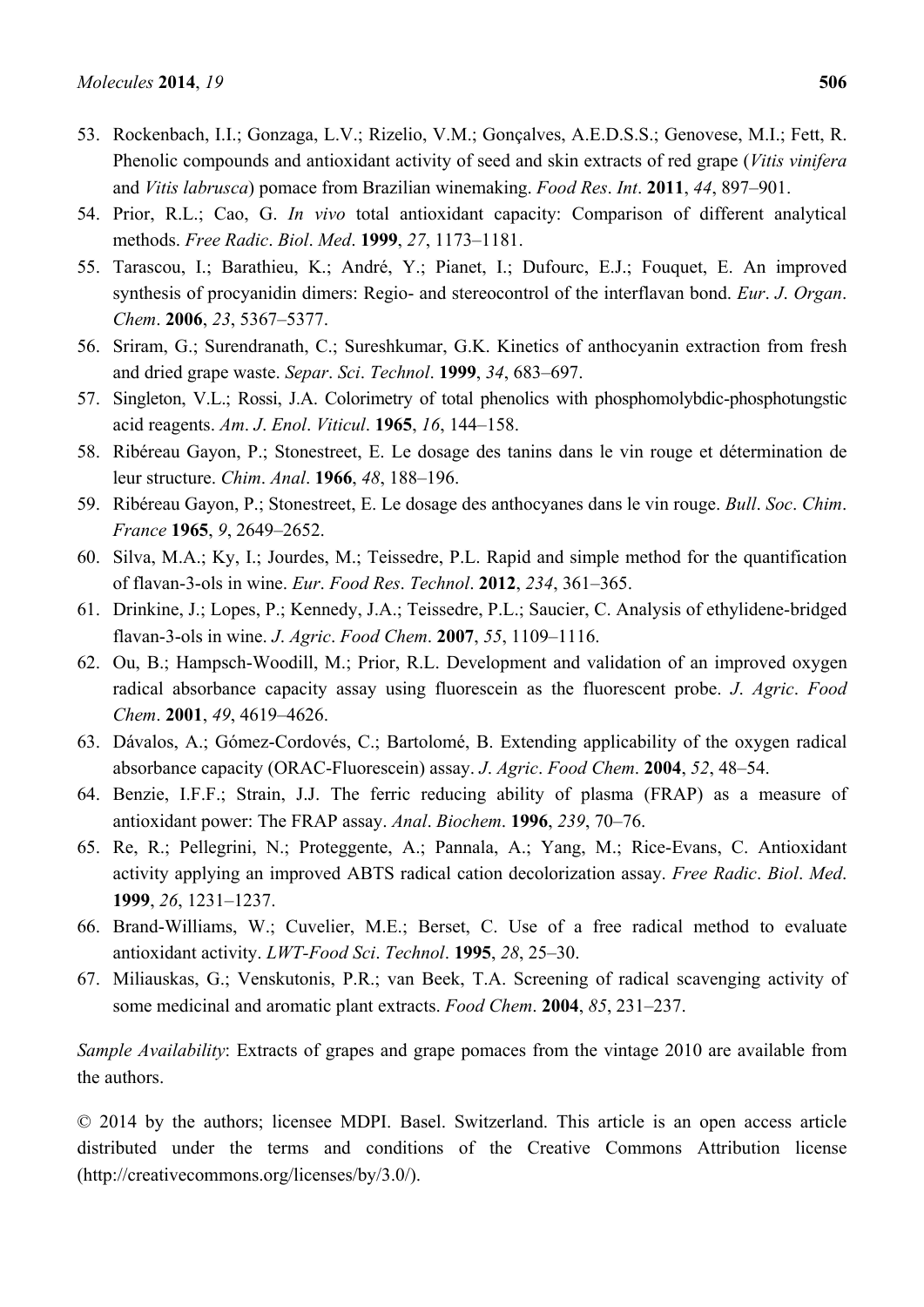53. Rockenbach, I.I.; Gonzaga, L.V.; Rizelio, V.M.; Gonçalves, A.E.D.S.S.; Genovese, M.I.; Fett, R. Phenolic compounds and antioxidant activity of seed and skin extracts of red grape (*Vitis vinifera* and *Vitis labrusca*) pomace from Brazilian winemaking. *Food Res*. *Int*. **2011**, *44*, 897–901.
54. Prior, R.L.; Cao, G. *In vivo* total antioxidant capacity: Comparison of different analytical methods. *Free Radic*. *Biol*. *Med*. **1999**, *27*, 1173–1181.
55. Tarascou, I.; Barathieu, K.; André, Y.; Pianet, I.; Dufourc, E.J.; Fouquet, E. An improved synthesis of procyanidin dimers: Regio- and stereocontrol of the interflavan bond. *Eur*. *J*. *Organ*. *Chem*. **2006**, *23*, 5367–5377.
56. Sriram, G.; Surendranath, C.; Sureshkumar, G.K. Kinetics of anthocyanin extraction from fresh and dried grape waste. *Separ*. *Sci*. *Technol*. **1999**, *34*, 683–697.
57. Singleton, V.L.; Rossi, J.A. Colorimetry of total phenolics with phosphomolybdic-phosphotungstic acid reagents. *Am*. *J*. *Enol*. *Viticul*. **1965**, *16*, 144–158.
58. Ribéreau Gayon, P.; Stonestreet, E. Le dosage des tanins dans le vin rouge et détermination de leur structure. *Chim*. *Anal*. **1966**, *48*, 188–196.
59. Ribéreau Gayon, P.; Stonestreet, E. Le dosage des anthocyanes dans le vin rouge. *Bull*. *Soc*. *Chim*. *France* **1965**, *9*, 2649–2652.
60. Silva, M.A.; Ky, I.; Jourdes, M.; Teissedre, P.L. Rapid and simple method for the quantification of flavan-3-ols in wine. *Eur*. *Food Res*. *Technol*. **2012**, *234*, 361–365.
61. Drinkine, J.; Lopes, P.; Kennedy, J.A.; Teissedre, P.L.; Saucier, C. Analysis of ethylidene-bridged flavan-3-ols in wine. *J*. *Agric*. *Food Chem*. **2007**, *55*, 1109–1116.
62. Ou, B.; Hampsch-Woodill, M.; Prior, R.L. Development and validation of an improved oxygen radical absorbance capacity assay using fluorescein as the fluorescent probe. *J*. *Agric*. *Food Chem*. **2001**, *49*, 4619–4626.
63. Dávalos, A.; Gómez-Cordovés, C.; Bartolomé, B. Extending applicability of the oxygen radical absorbance capacity (ORAC-Fluorescein) assay. *J*. *Agric*. *Food Chem*. **2004**, *52*, 48–54.
64. Benzie, I.F.F.; Strain, J.J. The ferric reducing ability of plasma (FRAP) as a measure of antioxidant power: The FRAP assay. *Anal*. *Biochem*. **1996**, *239*, 70–76.
65. Re, R.; Pellegrini, N.; Proteggente, A.; Pannala, A.; Yang, M.; Rice-Evans, C. Antioxidant activity applying an improved ABTS radical cation decolorization assay. *Free Radic*. *Biol*. *Med*. **1999**, *26*, 1231–1237.
66. Brand-Williams, W.; Cuvelier, M.E.; Berset, C. Use of a free radical method to evaluate antioxidant activity. *LWT-Food Sci*. *Technol*. **1995**, *28*, 25–30.
67. Miliauskas, G.; Venskutonis, P.R.; van Beek, T.A. Screening of radical scavenging activity of some medicinal and aromatic plant extracts. *Food Chem*. **2004**, *85*, 231–237.

*Sample Availability*: Extracts of grapes and grape pomaces from the vintage 2010 are available from the authors.

© 2014 by the authors; licensee MDPI. Basel. Switzerland. This article is an open access article distributed under the terms and conditions of the Creative Commons Attribution license (http://creativecommons.org/licenses/by/3.0/).